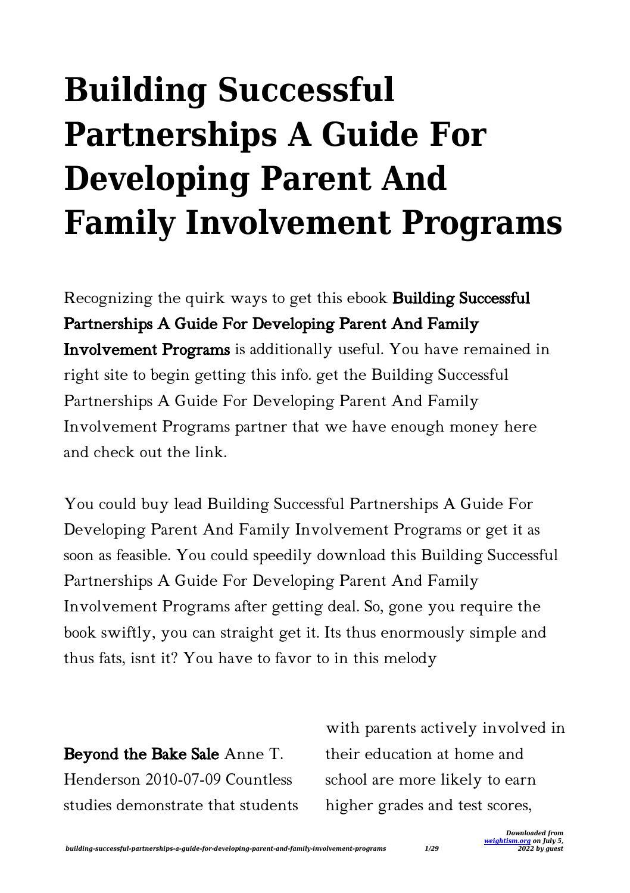# Building Successful Partnerships A Guide For Developing Parent And Family Involvement Programs

Recognizing the quirk ways to get this ebook **Building Successful Partnerships A Guide For Developing Parent And Family Involvement Programs** is additionally useful. You have remained in right site to begin getting this info. get the Building Successful Partnerships A Guide For Developing Parent And Family Involvement Programs partner that we have enough money here and check out the link.

You could buy lead Building Successful Partnerships A Guide For Developing Parent And Family Involvement Programs or get it as soon as feasible. You could speedily download this Building Successful Partnerships A Guide For Developing Parent And Family Involvement Programs after getting deal. So, gone you require the book swiftly, you can straight get it. Its thus enormously simple and thus fats, isnt it? You have to favor to in this melody

**Beyond the Bake Sale** Anne T. Henderson 2010-07-09 Countless studies demonstrate that students with parents actively involved in their education at home and school are more likely to earn higher grades and test scores,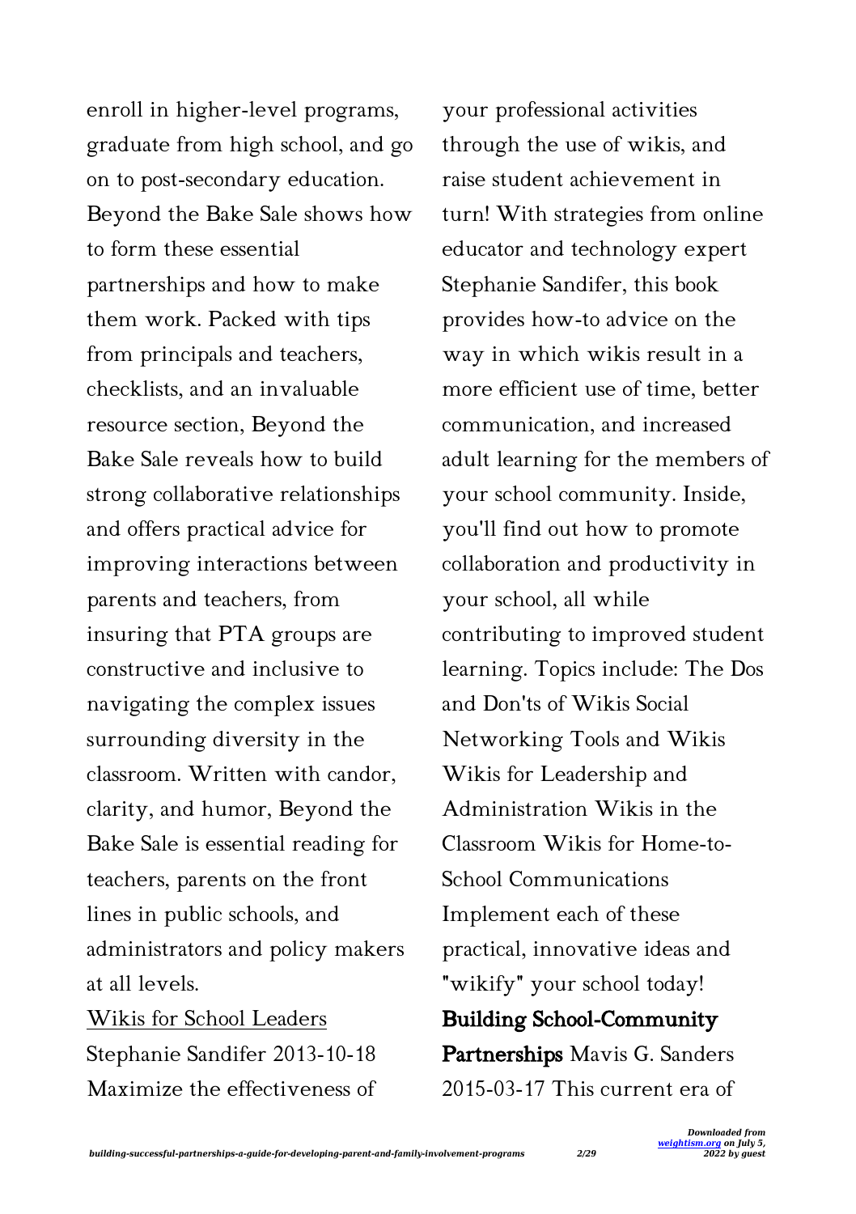enroll in higher-level programs, graduate from high school, and go on to post-secondary education. Beyond the Bake Sale shows how to form these essential partnerships and how to make them work. Packed with tips from principals and teachers, checklists, and an invaluable resource section, Beyond the Bake Sale reveals how to build strong collaborative relationships and offers practical advice for improving interactions between parents and teachers, from insuring that PTA groups are constructive and inclusive to navigating the complex issues surrounding diversity in the classroom. Written with candor, clarity, and humor, Beyond the Bake Sale is essential reading for teachers, parents on the front lines in public schools, and administrators and policy makers at all levels.

Wikis for School Leaders Stephanie Sandifer 2013-10-18 Maximize the effectiveness of your professional activities through the use of wikis, and raise student achievement in turn! With strategies from online educator and technology expert Stephanie Sandifer, this book provides how-to advice on the way in which wikis result in a more efficient use of time, better communication, and increased adult learning for the members of your school community. Inside, you'll find out how to promote collaboration and productivity in your school, all while contributing to improved student learning. Topics include: The Dos and Don'ts of Wikis Social Networking Tools and Wikis Wikis for Leadership and Administration Wikis in the Classroom Wikis for Home-to-School Communications Implement each of these practical, innovative ideas and "wikify" your school today!

**Building School-Community Partnerships** Mavis G. Sanders 2015-03-17 This current era of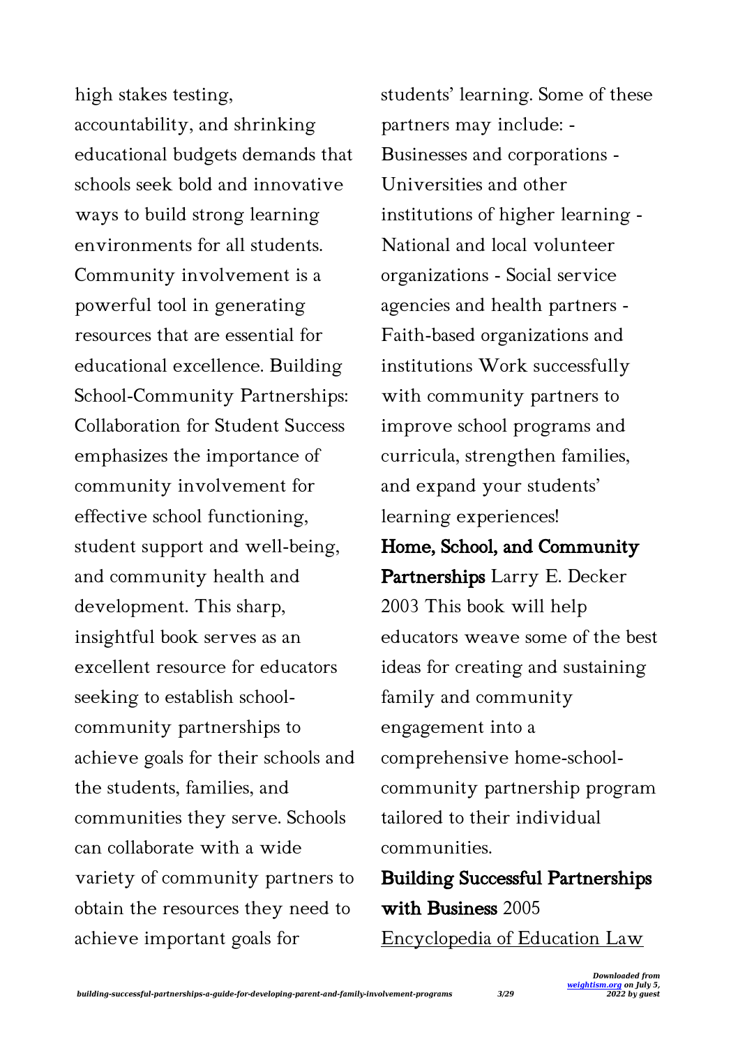high stakes testing, accountability, and shrinking educational budgets demands that schools seek bold and innovative ways to build strong learning environments for all students. Community involvement is a powerful tool in generating resources that are essential for educational excellence. Building School-Community Partnerships: Collaboration for Student Success emphasizes the importance of community involvement for effective school functioning, student support and well-being, and community health and development. This sharp, insightful book serves as an excellent resource for educators seeking to establish school-community partnerships to achieve goals for their schools and the students, families, and communities they serve. Schools can collaborate with a wide variety of community partners to obtain the resources they need to achieve important goals for students' learning. Some of these partners may include: - Businesses and corporations - Universities and other institutions of higher learning - National and local volunteer organizations - Social service agencies and health partners - Faith-based organizations and institutions Work successfully with community partners to improve school programs and curricula, strengthen families, and expand your students' learning experiences!

**Home, School, and Community Partnerships** Larry E. Decker 2003 This book will help educators weave some of the best ideas for creating and sustaining family and community engagement into a comprehensive home-school-community partnership program tailored to their individual communities.

**Building Successful Partnerships with Business** 2005

Encyclopedia of Education Law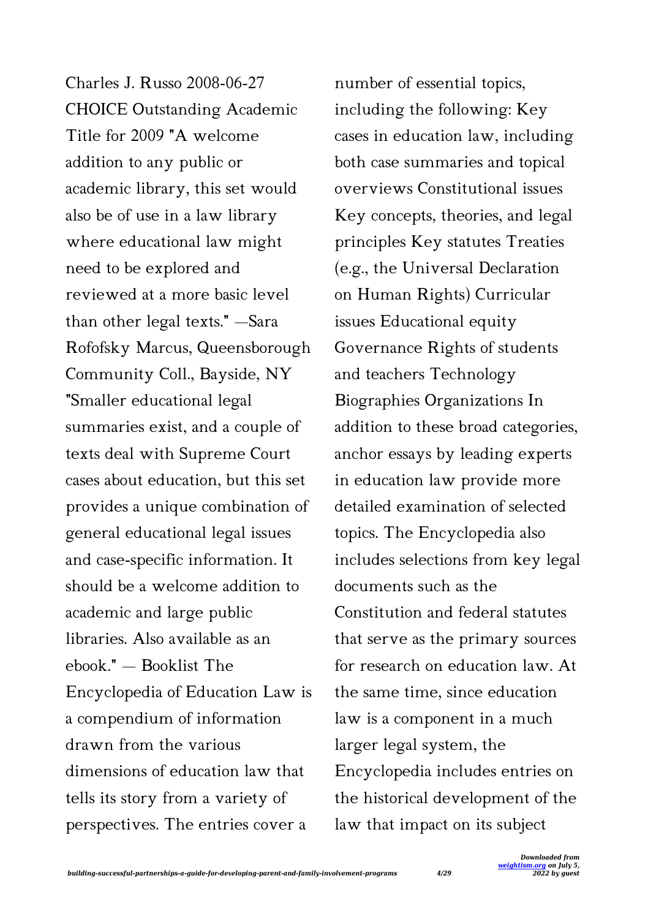Charles J. Russo 2008-06-27 CHOICE Outstanding Academic Title for 2009 "A welcome addition to any public or academic library, this set would also be of use in a law library where educational law might need to be explored and reviewed at a more basic level than other legal texts." —Sara Rofofsky Marcus, Queensborough Community Coll., Bayside, NY "Smaller educational legal summaries exist, and a couple of texts deal with Supreme Court cases about education, but this set provides a unique combination of general educational legal issues and case-specific information. It should be a welcome addition to academic and large public libraries. Also available as an ebook." — Booklist The Encyclopedia of Education Law is a compendium of information drawn from the various dimensions of education law that tells its story from a variety of perspectives. The entries cover a number of essential topics, including the following: Key cases in education law, including both case summaries and topical overviews Constitutional issues Key concepts, theories, and legal principles Key statutes Treaties (e.g., the Universal Declaration on Human Rights) Curricular issues Educational equity Governance Rights of students and teachers Technology Biographies Organizations In addition to these broad categories, anchor essays by leading experts in education law provide more detailed examination of selected topics. The Encyclopedia also includes selections from key legal documents such as the Constitution and federal statutes that serve as the primary sources for research on education law. At the same time, since education law is a component in a much larger legal system, the Encyclopedia includes entries on the historical development of the law that impact on its subject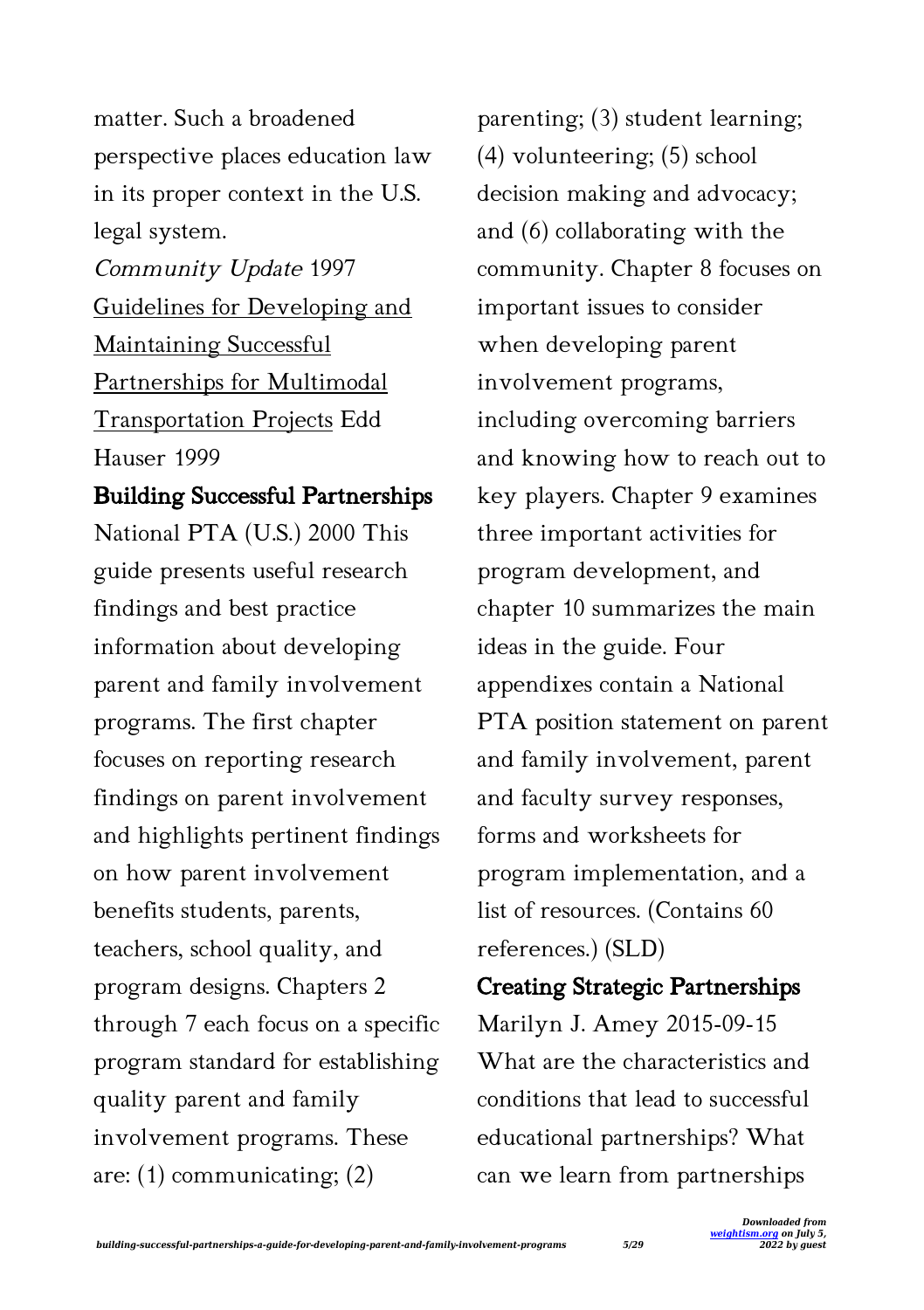matter. Such a broadened perspective places education law in its proper context in the U.S. legal system.

*Community Update* 1997

Guidelines for Developing and Maintaining Successful Partnerships for Multimodal Transportation Projects Edd Hauser 1999

## Building Successful Partnerships

National PTA (U.S.) 2000 This guide presents useful research findings and best practice information about developing parent and family involvement programs. The first chapter focuses on reporting research findings on parent involvement and highlights pertinent findings on how parent involvement benefits students, parents, teachers, school quality, and program designs. Chapters 2 through 7 each focus on a specific program standard for establishing quality parent and family involvement programs. These are: (1) communicating; (2) parenting; (3) student learning; (4) volunteering; (5) school decision making and advocacy; and (6) collaborating with the community. Chapter 8 focuses on important issues to consider when developing parent involvement programs, including overcoming barriers and knowing how to reach out to key players. Chapter 9 examines three important activities for program development, and chapter 10 summarizes the main ideas in the guide. Four appendixes contain a National PTA position statement on parent and family involvement, parent and faculty survey responses, forms and worksheets for program implementation, and a list of resources. (Contains 60 references.) (SLD)

## Creating Strategic Partnerships

Marilyn J. Amey 2015-09-15 What are the characteristics and conditions that lead to successful educational partnerships? What can we learn from partnerships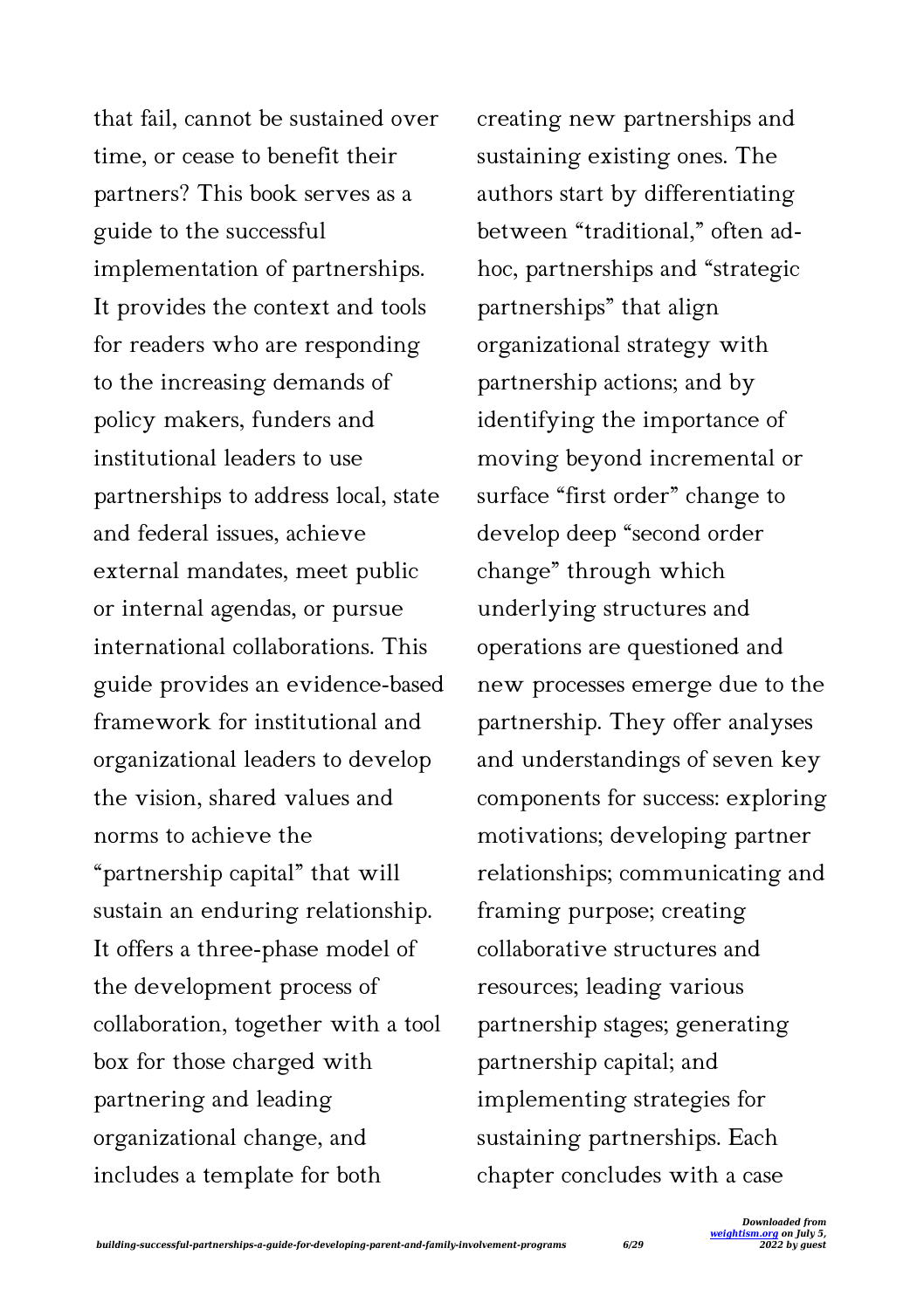that fail, cannot be sustained over time, or cease to benefit their partners? This book serves as a guide to the successful implementation of partnerships. It provides the context and tools for readers who are responding to the increasing demands of policy makers, funders and institutional leaders to use partnerships to address local, state and federal issues, achieve external mandates, meet public or internal agendas, or pursue international collaborations. This guide provides an evidence-based framework for institutional and organizational leaders to develop the vision, shared values and norms to achieve the "partnership capital" that will sustain an enduring relationship. It offers a three-phase model of the development process of collaboration, together with a tool box for those charged with partnering and leading organizational change, and includes a template for both creating new partnerships and sustaining existing ones. The authors start by differentiating between "traditional," often ad-hoc, partnerships and "strategic partnerships" that align organizational strategy with partnership actions; and by identifying the importance of moving beyond incremental or surface "first order" change to develop deep "second order change" through which underlying structures and operations are questioned and new processes emerge due to the partnership. They offer analyses and understandings of seven key components for success: exploring motivations; developing partner relationships; communicating and framing purpose; creating collaborative structures and resources; leading various partnership stages; generating partnership capital; and implementing strategies for sustaining partnerships. Each chapter concludes with a case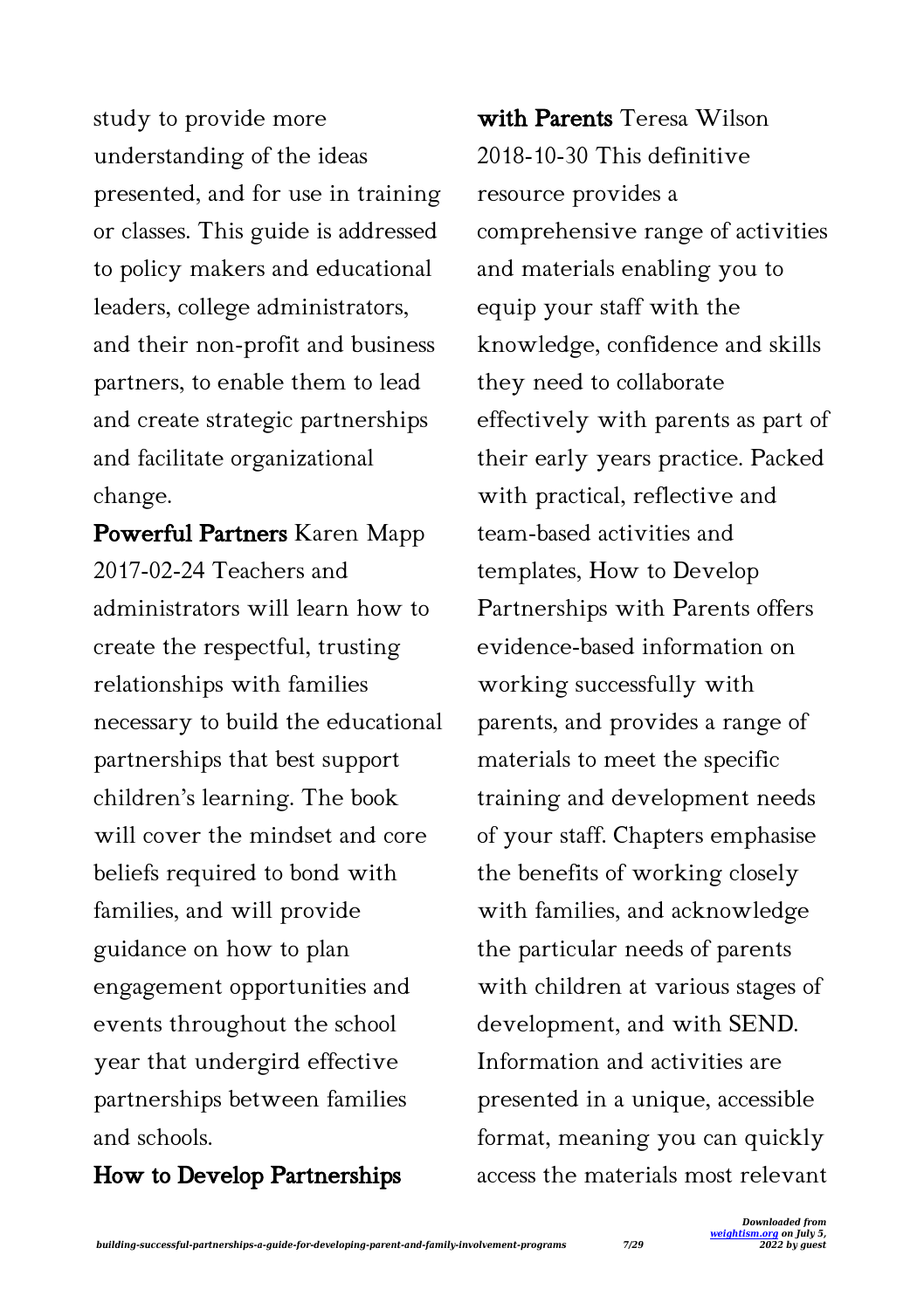study to provide more understanding of the ideas presented, and for use in training or classes. This guide is addressed to policy makers and educational leaders, college administrators, and their non-profit and business partners, to enable them to lead and create strategic partnerships and facilitate organizational change.

**Powerful Partners** Karen Mapp 2017-02-24 Teachers and administrators will learn how to create the respectful, trusting relationships with families necessary to build the educational partnerships that best support children's learning. The book will cover the mindset and core beliefs required to bond with families, and will provide guidance on how to plan engagement opportunities and events throughout the school year that undergird effective partnerships between families and schools.

**How to Develop Partnerships with Parents** Teresa Wilson 2018-10-30 This definitive resource provides a comprehensive range of activities and materials enabling you to equip your staff with the knowledge, confidence and skills they need to collaborate effectively with parents as part of their early years practice. Packed with practical, reflective and team-based activities and templates, How to Develop Partnerships with Parents offers evidence-based information on working successfully with parents, and provides a range of materials to meet the specific training and development needs of your staff. Chapters emphasise the benefits of working closely with families, and acknowledge the particular needs of parents with children at various stages of development, and with SEND. Information and activities are presented in a unique, accessible format, meaning you can quickly access the materials most relevant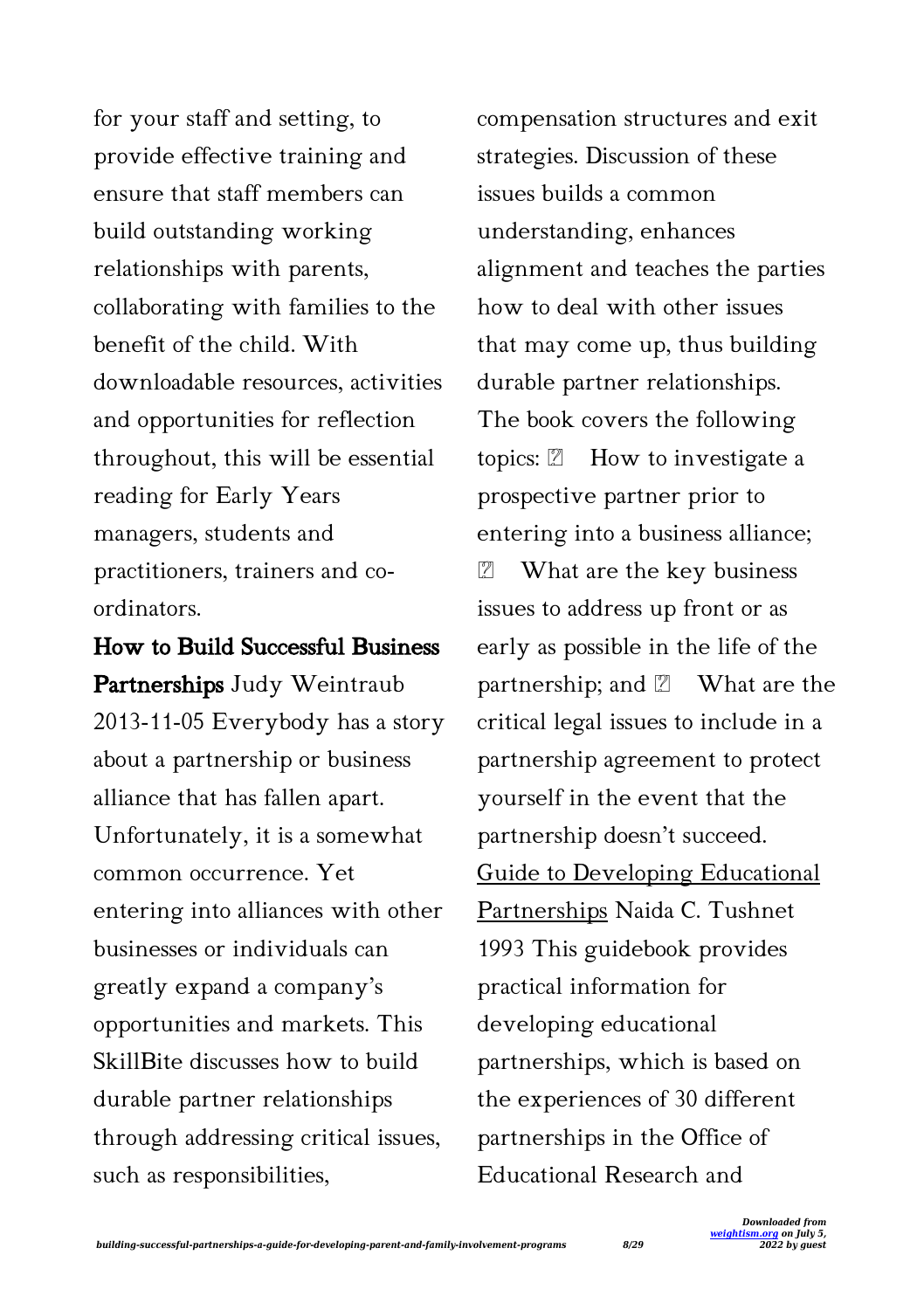for your staff and setting, to provide effective training and ensure that staff members can build outstanding working relationships with parents, collaborating with families to the benefit of the child. With downloadable resources, activities and opportunities for reflection throughout, this will be essential reading for Early Years managers, students and practitioners, trainers and co-ordinators.

**How to Build Successful Business Partnerships** Judy Weintraub 2013-11-05 Everybody has a story about a partnership or business alliance that has fallen apart. Unfortunately, it is a somewhat common occurrence. Yet entering into alliances with other businesses or individuals can greatly expand a company's opportunities and markets. This SkillBite discusses how to build durable partner relationships through addressing critical issues, such as responsibilities, compensation structures and exit strategies. Discussion of these issues builds a common understanding, enhances alignment and teaches the parties how to deal with other issues that may come up, thus building durable partner relationships. The book covers the following topics: ✓ How to investigate a prospective partner prior to entering into a business alliance; ✓ What are the key business issues to address up front or as early as possible in the life of the partnership; and ✓ What are the critical legal issues to include in a partnership agreement to protect yourself in the event that the partnership doesn't succeed.

Guide to Developing Educational Partnerships Naida C. Tushnet 1993 This guidebook provides practical information for developing educational partnerships, which is based on the experiences of 30 different partnerships in the Office of Educational Research and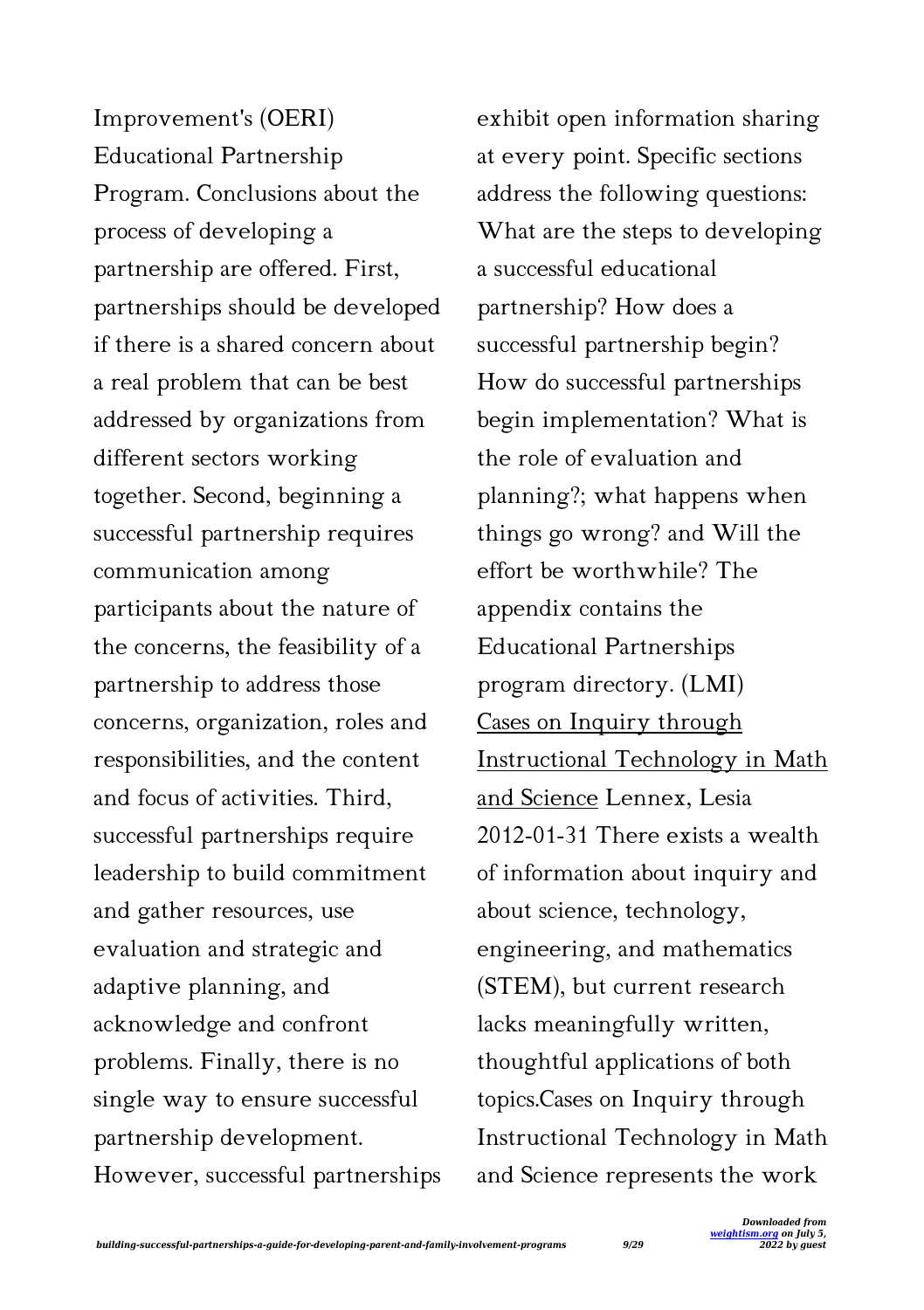Improvement's (OERI) Educational Partnership Program. Conclusions about the process of developing a partnership are offered. First, partnerships should be developed if there is a shared concern about a real problem that can be best addressed by organizations from different sectors working together. Second, beginning a successful partnership requires communication among participants about the nature of the concerns, the feasibility of a partnership to address those concerns, organization, roles and responsibilities, and the content and focus of activities. Third, successful partnerships require leadership to build commitment and gather resources, use evaluation and strategic and adaptive planning, and acknowledge and confront problems. Finally, there is no single way to ensure successful partnership development. However, successful partnerships exhibit open information sharing at every point. Specific sections address the following questions: What are the steps to developing a successful educational partnership? How does a successful partnership begin? How do successful partnerships begin implementation? What is the role of evaluation and planning?; what happens when things go wrong? and Will the effort be worthwhile? The appendix contains the Educational Partnerships program directory. (LMI)

Cases on Inquiry through Instructional Technology in Math and Science Lennex, Lesia 2012-01-31 There exists a wealth of information about inquiry and about science, technology, engineering, and mathematics (STEM), but current research lacks meaningfully written, thoughtful applications of both topics.Cases on Inquiry through Instructional Technology in Math and Science represents the work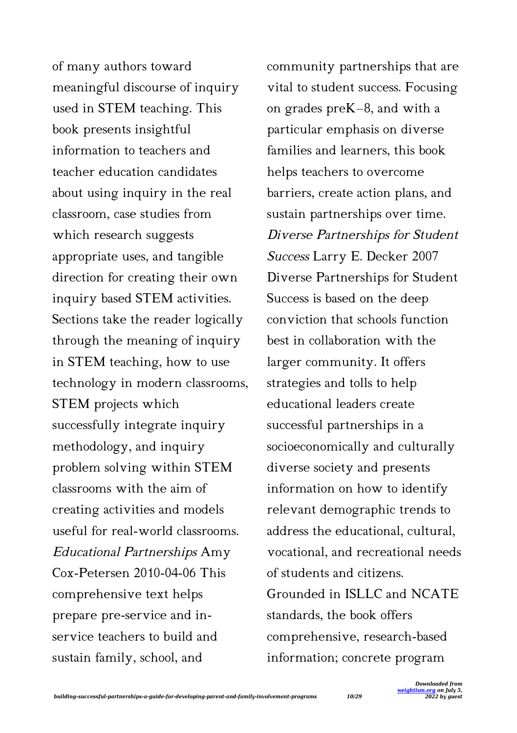of many authors toward meaningful discourse of inquiry used in STEM teaching. This book presents insightful information to teachers and teacher education candidates about using inquiry in the real classroom, case studies from which research suggests appropriate uses, and tangible direction for creating their own inquiry based STEM activities. Sections take the reader logically through the meaning of inquiry in STEM teaching, how to use technology in modern classrooms, STEM projects which successfully integrate inquiry methodology, and inquiry problem solving within STEM classrooms with the aim of creating activities and models useful for real-world classrooms.
*Educational Partnerships* Amy Cox-Petersen 2010-04-06 This comprehensive text helps prepare pre-service and in-service teachers to build and sustain family, school, and community partnerships that are vital to student success. Focusing on grades preK–8, and with a particular emphasis on diverse families and learners, this book helps teachers to overcome barriers, create action plans, and sustain partnerships over time.
*Diverse Partnerships for Student Success* Larry E. Decker 2007 Diverse Partnerships for Student Success is based on the deep conviction that schools function best in collaboration with the larger community. It offers strategies and tolls to help educational leaders create successful partnerships in a socioeconomically and culturally diverse society and presents information on how to identify relevant demographic trends to address the educational, cultural, vocational, and recreational needs of students and citizens. Grounded in ISLLC and NCATE standards, the book offers comprehensive, research-based information; concrete program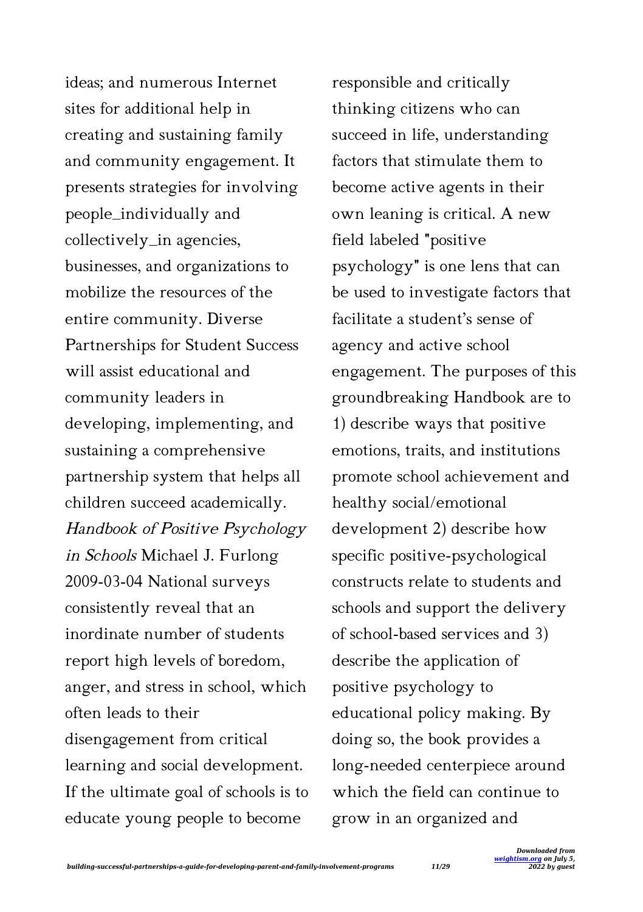ideas; and numerous Internet sites for additional help in creating and sustaining family and community engagement. It presents strategies for involving people_individually and collectively_in agencies, businesses, and organizations to mobilize the resources of the entire community. Diverse Partnerships for Student Success will assist educational and community leaders in developing, implementing, and sustaining a comprehensive partnership system that helps all children succeed academically.

*Handbook of Positive Psychology in Schools* Michael J. Furlong 2009-03-04 National surveys consistently reveal that an inordinate number of students report high levels of boredom, anger, and stress in school, which often leads to their disengagement from critical learning and social development. If the ultimate goal of schools is to educate young people to become responsible and critically thinking citizens who can succeed in life, understanding factors that stimulate them to become active agents in their own leaning is critical. A new field labeled "positive psychology" is one lens that can be used to investigate factors that facilitate a student's sense of agency and active school engagement. The purposes of this groundbreaking Handbook are to 1) describe ways that positive emotions, traits, and institutions promote school achievement and healthy social/emotional development 2) describe how specific positive-psychological constructs relate to students and schools and support the delivery of school-based services and 3) describe the application of positive psychology to educational policy making. By doing so, the book provides a long-needed centerpiece around which the field can continue to grow in an organized and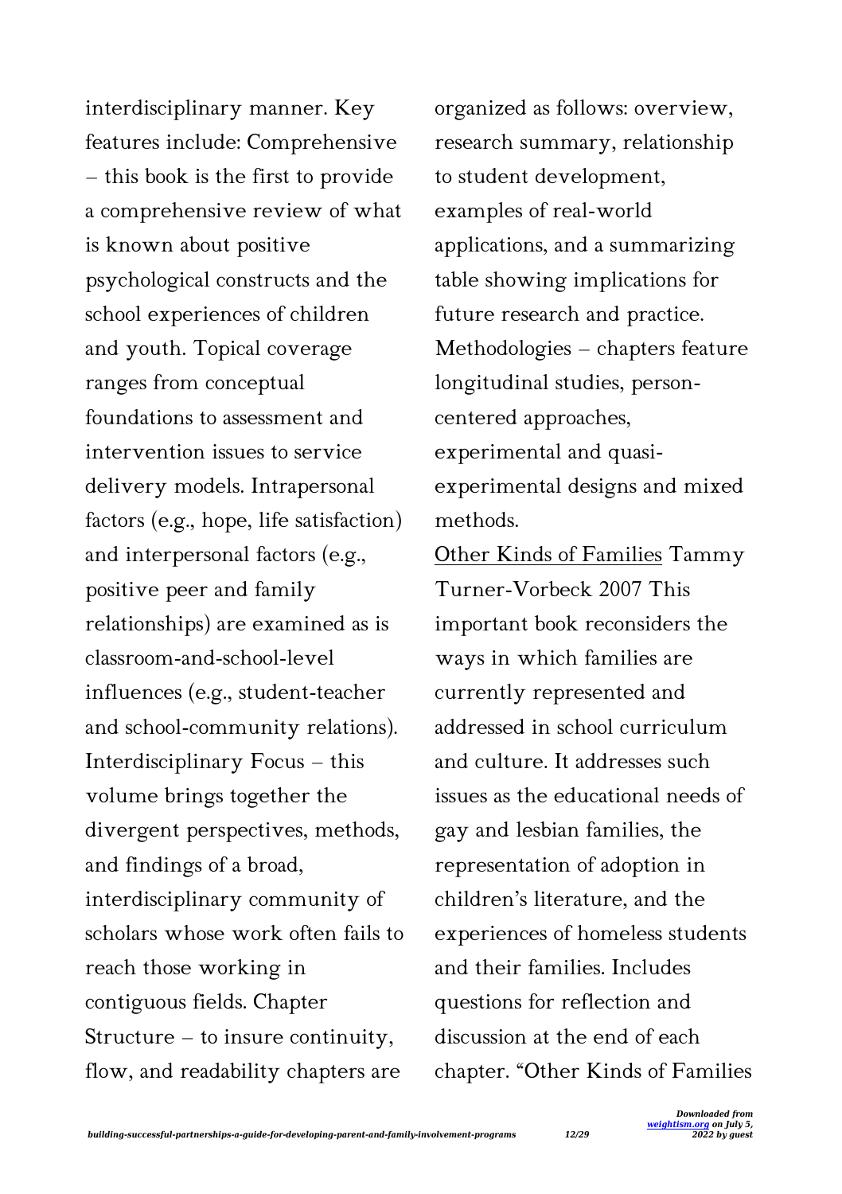interdisciplinary manner. Key features include: Comprehensive – this book is the first to provide a comprehensive review of what is known about positive psychological constructs and the school experiences of children and youth. Topical coverage ranges from conceptual foundations to assessment and intervention issues to service delivery models. Intrapersonal factors (e.g., hope, life satisfaction) and interpersonal factors (e.g., positive peer and family relationships) are examined as is classroom-and-school-level influences (e.g., student-teacher and school-community relations). Interdisciplinary Focus – this volume brings together the divergent perspectives, methods, and findings of a broad, interdisciplinary community of scholars whose work often fails to reach those working in contiguous fields. Chapter Structure – to insure continuity, flow, and readability chapters are organized as follows: overview, research summary, relationship to student development, examples of real-world applications, and a summarizing table showing implications for future research and practice. Methodologies – chapters feature longitudinal studies, person-centered approaches, experimental and quasi-experimental designs and mixed methods.

Other Kinds of Families Tammy Turner-Vorbeck 2007 This important book reconsiders the ways in which families are currently represented and addressed in school curriculum and culture. It addresses such issues as the educational needs of gay and lesbian families, the representation of adoption in children's literature, and the experiences of homeless students and their families. Includes questions for reflection and discussion at the end of each chapter. "Other Kinds of Families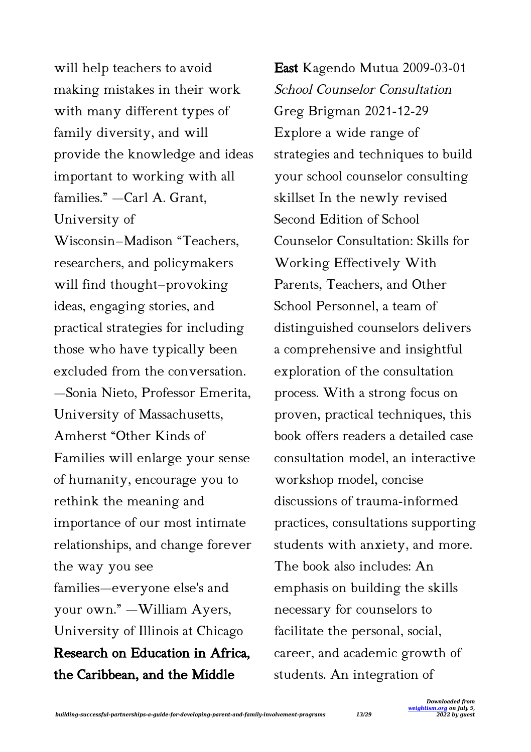will help teachers to avoid making mistakes in their work with many different types of family diversity, and will provide the knowledge and ideas important to working with all families." —Carl A. Grant, University of Wisconsin–Madison "Teachers, researchers, and policymakers will find thought–provoking ideas, engaging stories, and practical strategies for including those who have typically been excluded from the conversation. —Sonia Nieto, Professor Emerita, University of Massachusetts, Amherst "Other Kinds of Families will enlarge your sense of humanity, encourage you to rethink the meaning and importance of our most intimate relationships, and change forever the way you see families—everyone else's and your own." —William Ayers, University of Illinois at Chicago

**Research on Education in Africa, the Caribbean, and the Middle East** Kagendo Mutua 2009-03-01

*School Counselor Consultation* Greg Brigman 2021-12-29 Explore a wide range of strategies and techniques to build your school counselor consulting skillset In the newly revised Second Edition of School Counselor Consultation: Skills for Working Effectively With Parents, Teachers, and Other School Personnel, a team of distinguished counselors delivers a comprehensive and insightful exploration of the consultation process. With a strong focus on proven, practical techniques, this book offers readers a detailed case consultation model, an interactive workshop model, concise discussions of trauma-informed practices, consultations supporting students with anxiety, and more. The book also includes: An emphasis on building the skills necessary for counselors to facilitate the personal, social, career, and academic growth of students. An integration of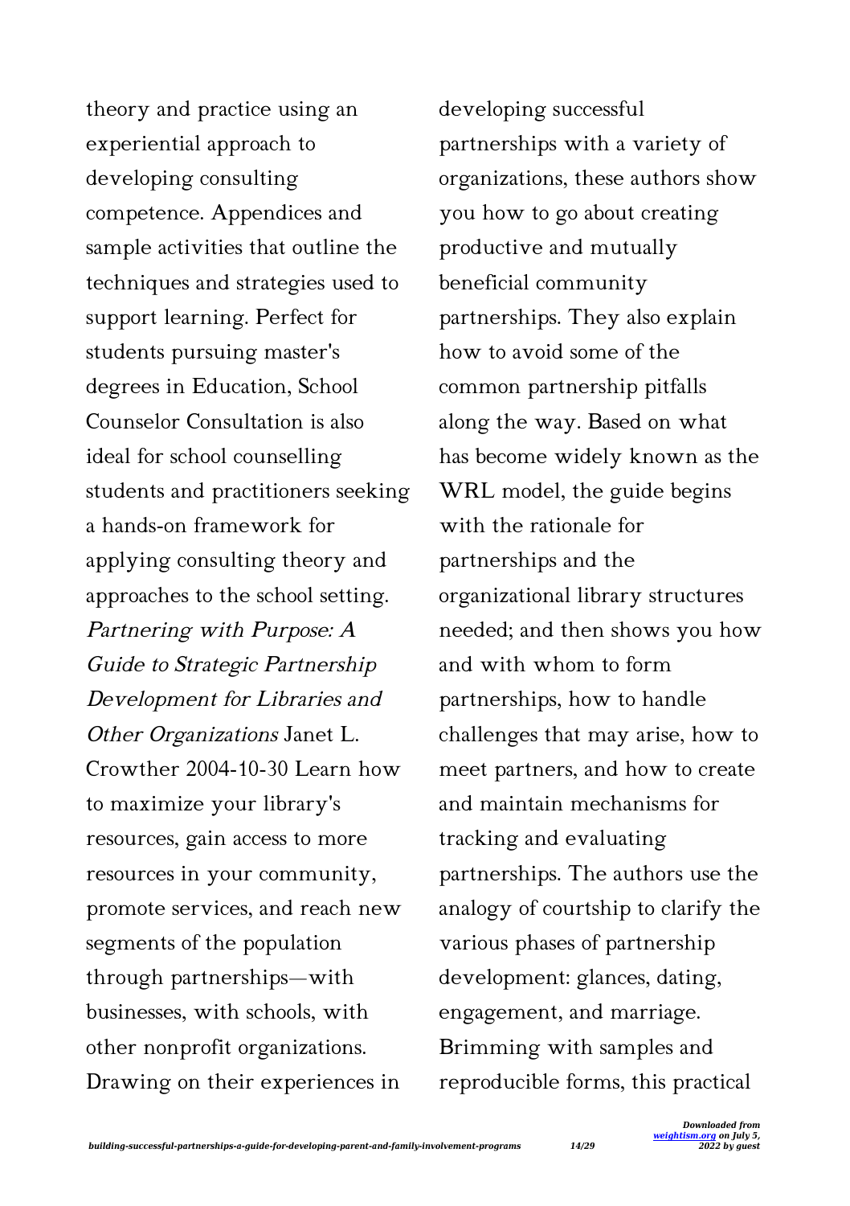theory and practice using an experiential approach to developing consulting competence. Appendices and sample activities that outline the techniques and strategies used to support learning. Perfect for students pursuing master's degrees in Education, School Counselor Consultation is also ideal for school counselling students and practitioners seeking a hands-on framework for applying consulting theory and approaches to the school setting.

*Partnering with Purpose: A Guide to Strategic Partnership Development for Libraries and Other Organizations* Janet L. Crowther 2004-10-30 Learn how to maximize your library's resources, gain access to more resources in your community, promote services, and reach new segments of the population through partnerships—with businesses, with schools, with other nonprofit organizations. Drawing on their experiences in developing successful partnerships with a variety of organizations, these authors show you how to go about creating productive and mutually beneficial community partnerships. They also explain how to avoid some of the common partnership pitfalls along the way. Based on what has become widely known as the WRL model, the guide begins with the rationale for partnerships and the organizational library structures needed; and then shows you how and with whom to form partnerships, how to handle challenges that may arise, how to meet partners, and how to create and maintain mechanisms for tracking and evaluating partnerships. The authors use the analogy of courtship to clarify the various phases of partnership development: glances, dating, engagement, and marriage. Brimming with samples and reproducible forms, this practical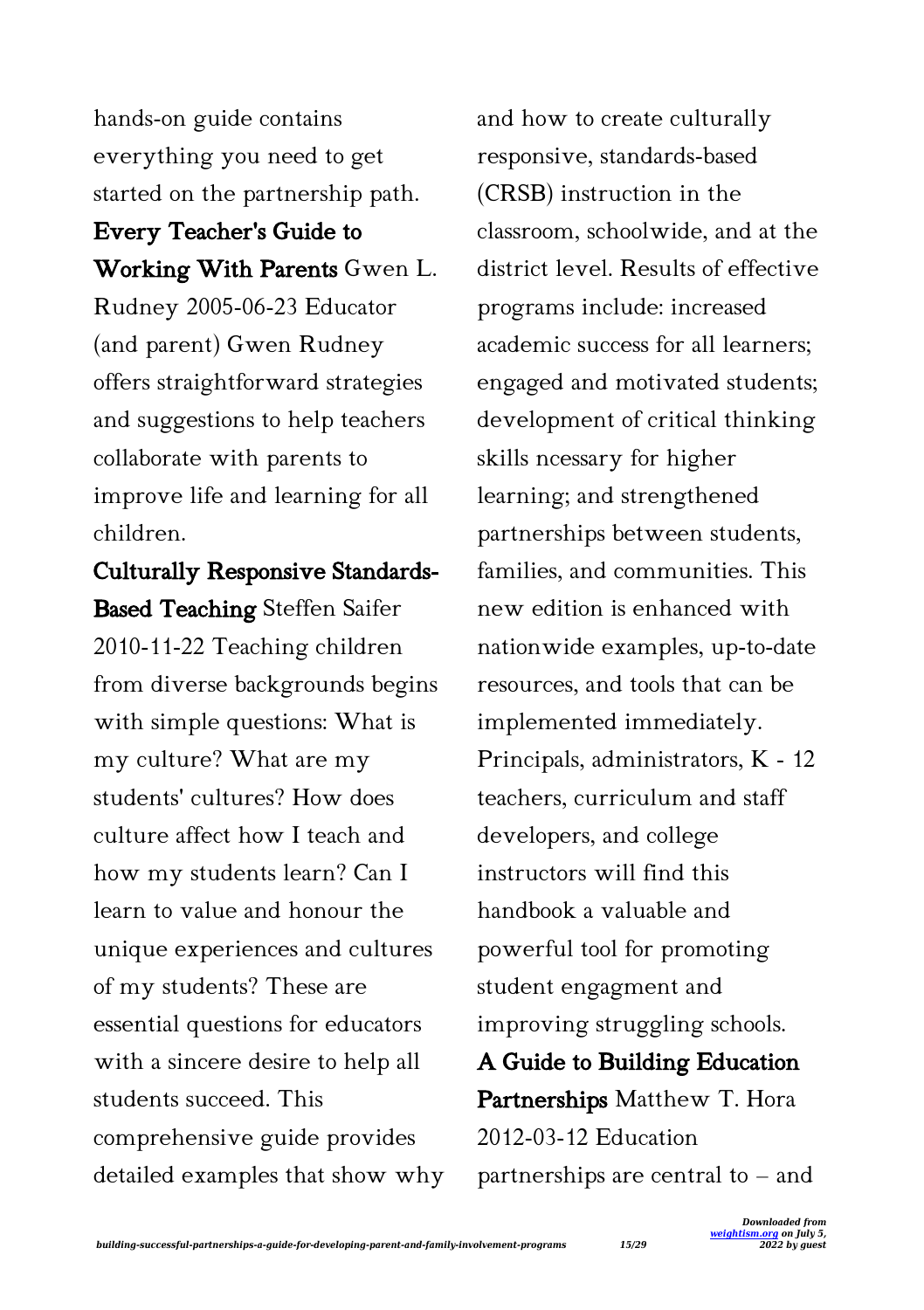hands-on guide contains everything you need to get started on the partnership path.

**Every Teacher's Guide to Working With Parents** Gwen L. Rudney 2005-06-23 Educator (and parent) Gwen Rudney offers straightforward strategies and suggestions to help teachers collaborate with parents to improve life and learning for all children.

**Culturally Responsive Standards-Based Teaching** Steffen Saifer 2010-11-22 Teaching children from diverse backgrounds begins with simple questions: What is my culture? What are my students' cultures? How does culture affect how I teach and how my students learn? Can I learn to value and honour the unique experiences and cultures of my students? These are essential questions for educators with a sincere desire to help all students succeed. This comprehensive guide provides detailed examples that show why and how to create culturally responsive, standards-based (CRSB) instruction in the classroom, schoolwide, and at the district level. Results of effective programs include: increased academic success for all learners; engaged and motivated students; development of critical thinking skills ncessary for higher learning; and strengthened partnerships between students, families, and communities. This new edition is enhanced with nationwide examples, up-to-date resources, and tools that can be implemented immediately. Principals, administrators, K - 12 teachers, curriculum and staff developers, and college instructors will find this handbook a valuable and powerful tool for promoting student engagment and improving struggling schools.

**A Guide to Building Education Partnerships** Matthew T. Hora 2012-03-12 Education partnerships are central to – and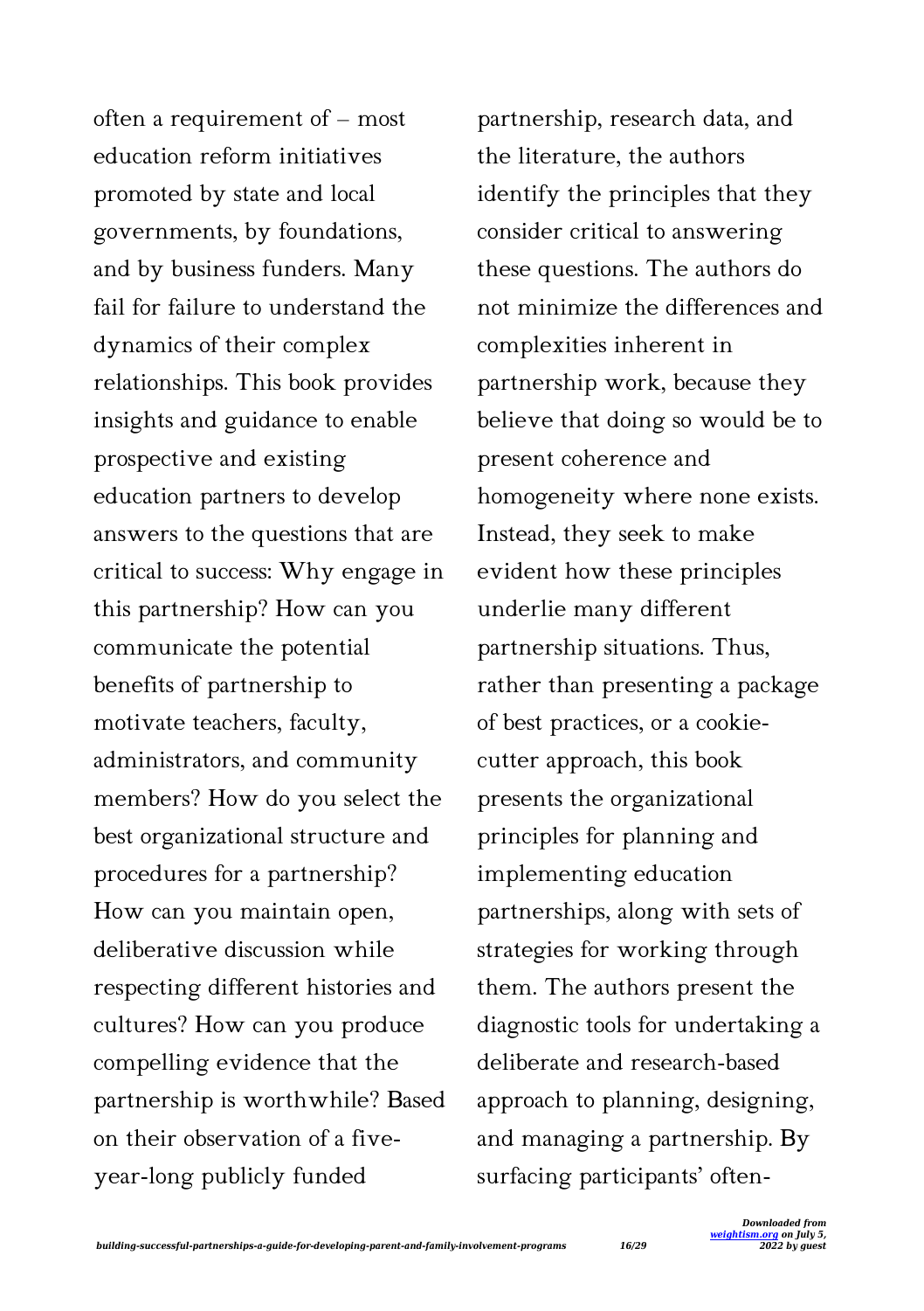often a requirement of – most education reform initiatives promoted by state and local governments, by foundations, and by business funders. Many fail for failure to understand the dynamics of their complex relationships. This book provides insights and guidance to enable prospective and existing education partners to develop answers to the questions that are critical to success: Why engage in this partnership? How can you communicate the potential benefits of partnership to motivate teachers, faculty, administrators, and community members? How do you select the best organizational structure and procedures for a partnership? How can you maintain open, deliberative discussion while respecting different histories and cultures? How can you produce compelling evidence that the partnership is worthwhile? Based on their observation of a five-year-long publicly funded partnership, research data, and the literature, the authors identify the principles that they consider critical to answering these questions. The authors do not minimize the differences and complexities inherent in partnership work, because they believe that doing so would be to present coherence and homogeneity where none exists. Instead, they seek to make evident how these principles underlie many different partnership situations. Thus, rather than presenting a package of best practices, or a cookie-cutter approach, this book presents the organizational principles for planning and implementing education partnerships, along with sets of strategies for working through them. The authors present the diagnostic tools for undertaking a deliberate and research-based approach to planning, designing, and managing a partnership. By surfacing participants' often-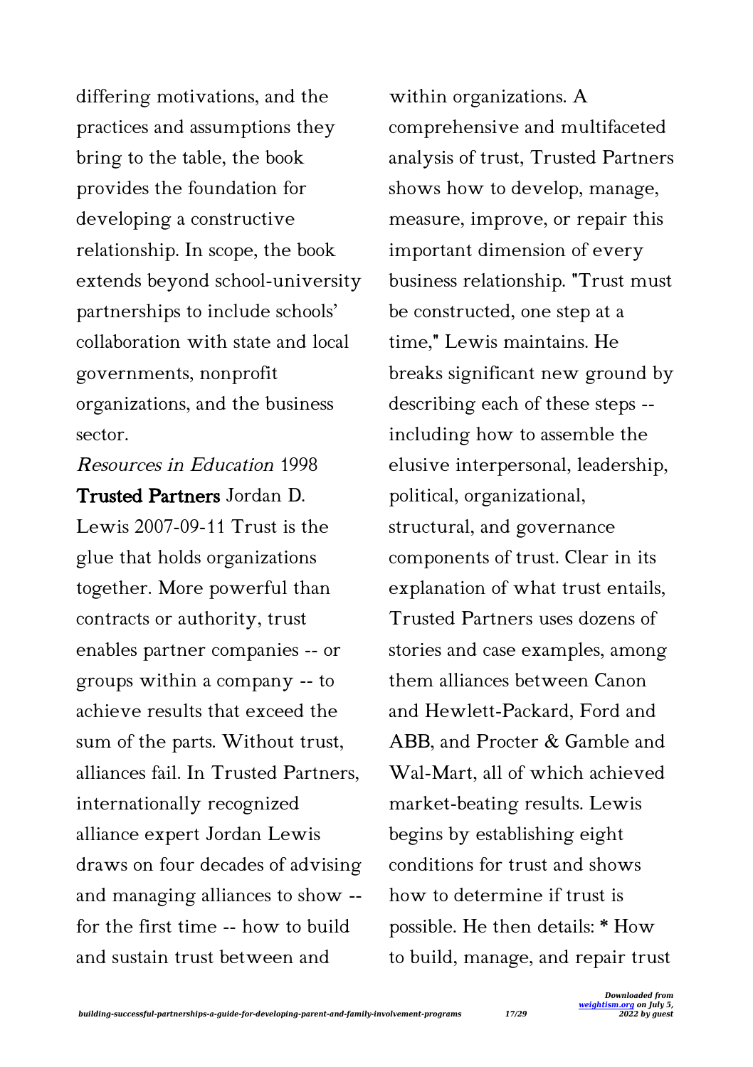differing motivations, and the practices and assumptions they bring to the table, the book provides the foundation for developing a constructive relationship. In scope, the book extends beyond school-university partnerships to include schools' collaboration with state and local governments, nonprofit organizations, and the business sector.

*Resources in Education* 1998

**Trusted Partners** Jordan D. Lewis 2007-09-11 Trust is the glue that holds organizations together. More powerful than contracts or authority, trust enables partner companies -- or groups within a company -- to achieve results that exceed the sum of the parts. Without trust, alliances fail. In Trusted Partners, internationally recognized alliance expert Jordan Lewis draws on four decades of advising and managing alliances to show -- for the first time -- how to build and sustain trust between and within organizations. A comprehensive and multifaceted analysis of trust, Trusted Partners shows how to develop, manage, measure, improve, or repair this important dimension of every business relationship. "Trust must be constructed, one step at a time," Lewis maintains. He breaks significant new ground by describing each of these steps -- including how to assemble the elusive interpersonal, leadership, political, organizational, structural, and governance components of trust. Clear in its explanation of what trust entails, Trusted Partners uses dozens of stories and case examples, among them alliances between Canon and Hewlett-Packard, Ford and ABB, and Procter & Gamble and Wal-Mart, all of which achieved market-beating results. Lewis begins by establishing eight conditions for trust and shows how to determine if trust is possible. He then details: * How to build, manage, and repair trust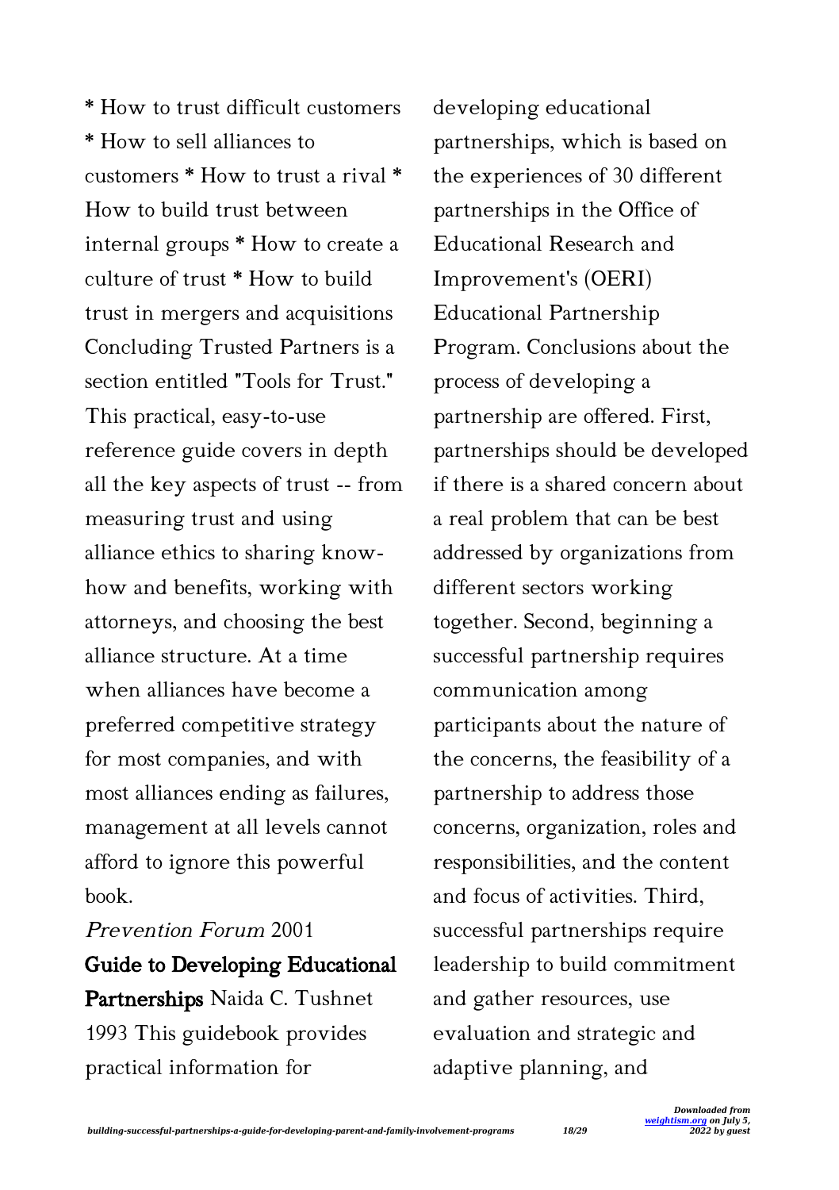* How to trust difficult customers * How to sell alliances to customers * How to trust a rival * How to build trust between internal groups * How to create a culture of trust * How to build trust in mergers and acquisitions Concluding Trusted Partners is a section entitled "Tools for Trust." This practical, easy-to-use reference guide covers in depth all the key aspects of trust -- from measuring trust and using alliance ethics to sharing know-how and benefits, working with attorneys, and choosing the best alliance structure. At a time when alliances have become a preferred competitive strategy for most companies, and with most alliances ending as failures, management at all levels cannot afford to ignore this powerful book.

*Prevention Forum* 2001

**Guide to Developing Educational Partnerships** Naida C. Tushnet 1993 This guidebook provides practical information for developing educational partnerships, which is based on the experiences of 30 different partnerships in the Office of Educational Research and Improvement's (OERI) Educational Partnership Program. Conclusions about the process of developing a partnership are offered. First, partnerships should be developed if there is a shared concern about a real problem that can be best addressed by organizations from different sectors working together. Second, beginning a successful partnership requires communication among participants about the nature of the concerns, the feasibility of a partnership to address those concerns, organization, roles and responsibilities, and the content and focus of activities. Third, successful partnerships require leadership to build commitment and gather resources, use evaluation and strategic and adaptive planning, and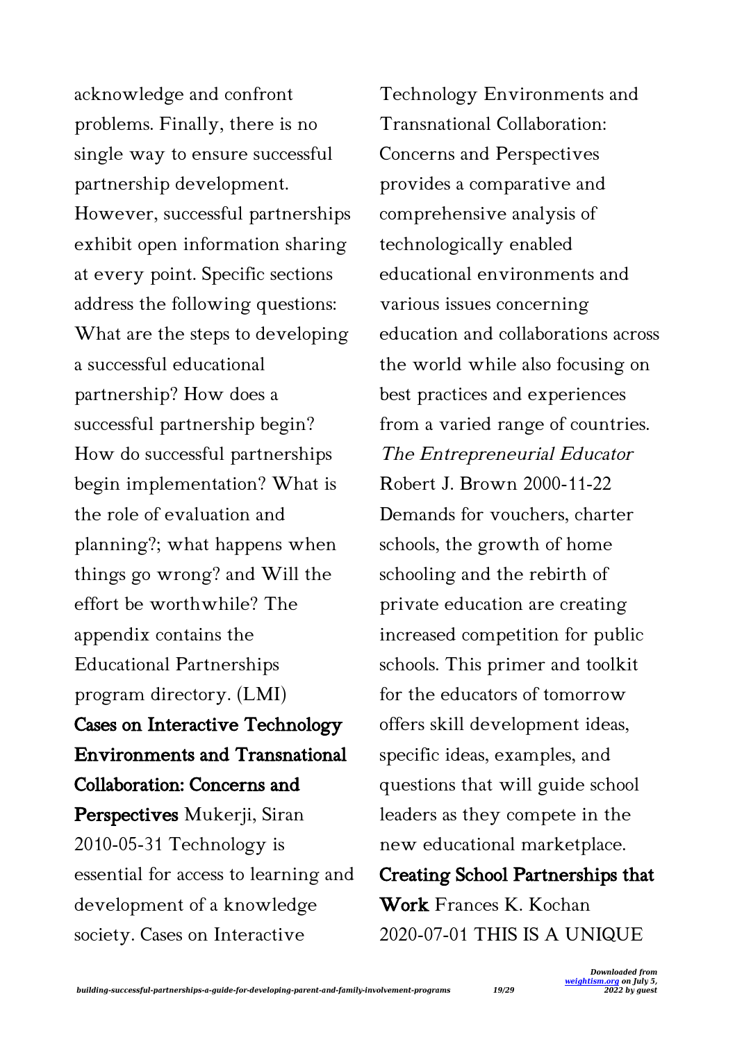acknowledge and confront problems. Finally, there is no single way to ensure successful partnership development. However, successful partnerships exhibit open information sharing at every point. Specific sections address the following questions: What are the steps to developing a successful educational partnership? How does a successful partnership begin? How do successful partnerships begin implementation? What is the role of evaluation and planning?; what happens when things go wrong? and Will the effort be worthwhile? The appendix contains the Educational Partnerships program directory. (LMI)

**Cases on Interactive Technology Environments and Transnational Collaboration: Concerns and Perspectives** Mukerji, Siran 2010-05-31 Technology is essential for access to learning and development of a knowledge society. Cases on Interactive Technology Environments and Transnational Collaboration: Concerns and Perspectives provides a comparative and comprehensive analysis of technologically enabled educational environments and various issues concerning education and collaborations across the world while also focusing on best practices and experiences from a varied range of countries.

*The Entrepreneurial Educator* Robert J. Brown 2000-11-22 Demands for vouchers, charter schools, the growth of home schooling and the rebirth of private education are creating increased competition for public schools. This primer and toolkit for the educators of tomorrow offers skill development ideas, specific ideas, examples, and questions that will guide school leaders as they compete in the new educational marketplace.

**Creating School Partnerships that Work** Frances K. Kochan 2020-07-01 THIS IS A UNIQUE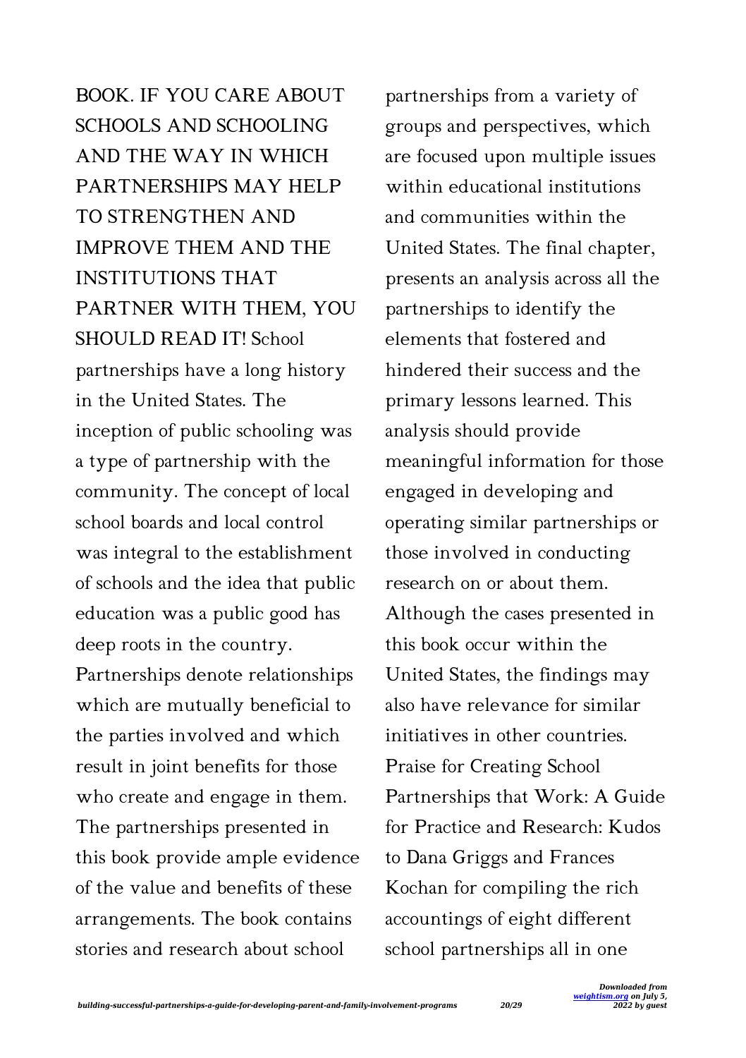BOOK. IF YOU CARE ABOUT SCHOOLS AND SCHOOLING AND THE WAY IN WHICH PARTNERSHIPS MAY HELP TO STRENGTHEN AND IMPROVE THEM AND THE INSTITUTIONS THAT PARTNER WITH THEM, YOU SHOULD READ IT! School partnerships have a long history in the United States. The inception of public schooling was a type of partnership with the community. The concept of local school boards and local control was integral to the establishment of schools and the idea that public education was a public good has deep roots in the country. Partnerships denote relationships which are mutually beneficial to the parties involved and which result in joint benefits for those who create and engage in them. The partnerships presented in this book provide ample evidence of the value and benefits of these arrangements. The book contains stories and research about school partnerships from a variety of groups and perspectives, which are focused upon multiple issues within educational institutions and communities within the United States. The final chapter, presents an analysis across all the partnerships to identify the elements that fostered and hindered their success and the primary lessons learned. This analysis should provide meaningful information for those engaged in developing and operating similar partnerships or those involved in conducting research on or about them. Although the cases presented in this book occur within the United States, the findings may also have relevance for similar initiatives in other countries. Praise for Creating School Partnerships that Work: A Guide for Practice and Research: Kudos to Dana Griggs and Frances Kochan for compiling the rich accountings of eight different school partnerships all in one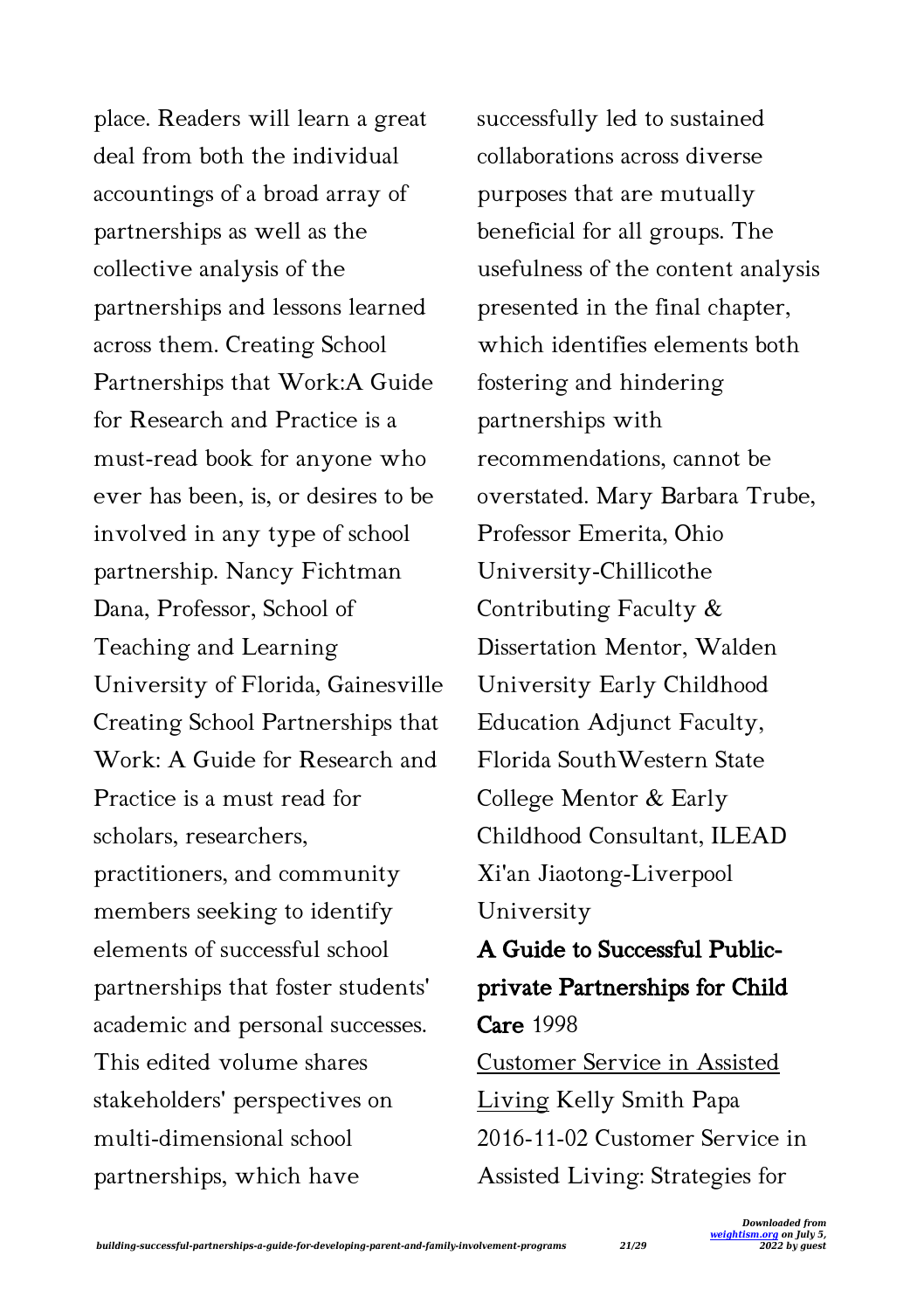place. Readers will learn a great deal from both the individual accountings of a broad array of partnerships as well as the collective analysis of the partnerships and lessons learned across them. Creating School Partnerships that Work:A Guide for Research and Practice is a must-read book for anyone who ever has been, is, or desires to be involved in any type of school partnership. Nancy Fichtman Dana, Professor, School of Teaching and Learning University of Florida, Gainesville Creating School Partnerships that Work: A Guide for Research and Practice is a must read for scholars, researchers, practitioners, and community members seeking to identify elements of successful school partnerships that foster students' academic and personal successes. This edited volume shares stakeholders' perspectives on multi-dimensional school partnerships, which have successfully led to sustained collaborations across diverse purposes that are mutually beneficial for all groups. The usefulness of the content analysis presented in the final chapter, which identifies elements both fostering and hindering partnerships with recommendations, cannot be overstated. Mary Barbara Trube, Professor Emerita, Ohio University-Chillicothe Contributing Faculty & Dissertation Mentor, Walden University Early Childhood Education Adjunct Faculty, Florida SouthWestern State College Mentor & Early Childhood Consultant, ILEAD Xi'an Jiaotong-Liverpool University

**A Guide to Successful Public-private Partnerships for Child Care** 1998

Customer Service in Assisted Living Kelly Smith Papa 2016-11-02 Customer Service in Assisted Living: Strategies for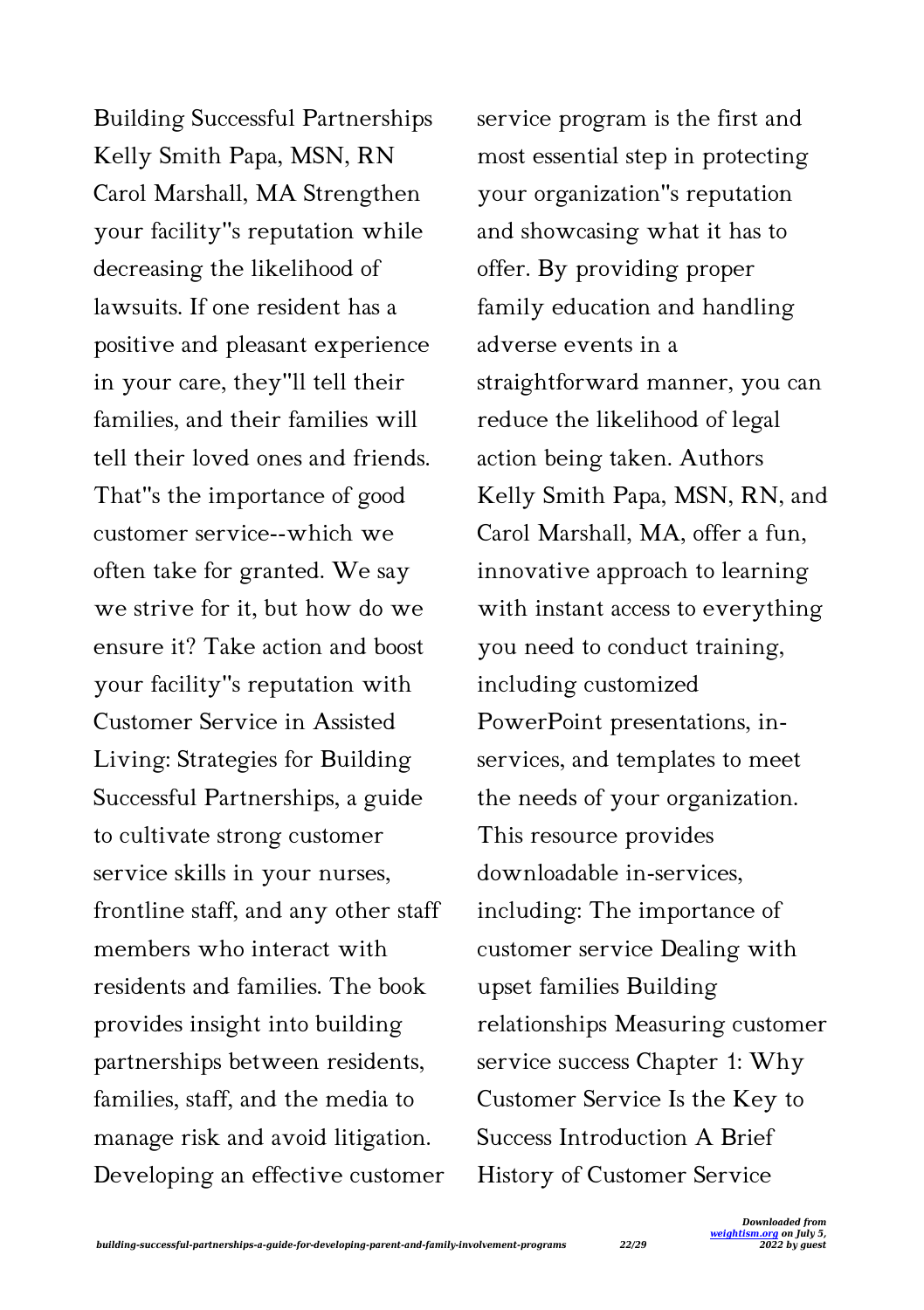Building Successful Partnerships Kelly Smith Papa, MSN, RN Carol Marshall, MA Strengthen your facility''s reputation while decreasing the likelihood of lawsuits. If one resident has a positive and pleasant experience in your care, they''ll tell their families, and their families will tell their loved ones and friends. That''s the importance of good customer service--which we often take for granted. We say we strive for it, but how do we ensure it? Take action and boost your facility''s reputation with Customer Service in Assisted Living: Strategies for Building Successful Partnerships, a guide to cultivate strong customer service skills in your nurses, frontline staff, and any other staff members who interact with residents and families. The book provides insight into building partnerships between residents, families, staff, and the media to manage risk and avoid litigation. Developing an effective customer service program is the first and most essential step in protecting your organization''s reputation and showcasing what it has to offer. By providing proper family education and handling adverse events in a straightforward manner, you can reduce the likelihood of legal action being taken. Authors Kelly Smith Papa, MSN, RN, and Carol Marshall, MA, offer a fun, innovative approach to learning with instant access to everything you need to conduct training, including customized PowerPoint presentations, in-services, and templates to meet the needs of your organization. This resource provides downloadable in-services, including: The importance of customer service Dealing with upset families Building relationships Measuring customer service success Chapter 1: Why Customer Service Is the Key to Success Introduction A Brief History of Customer Service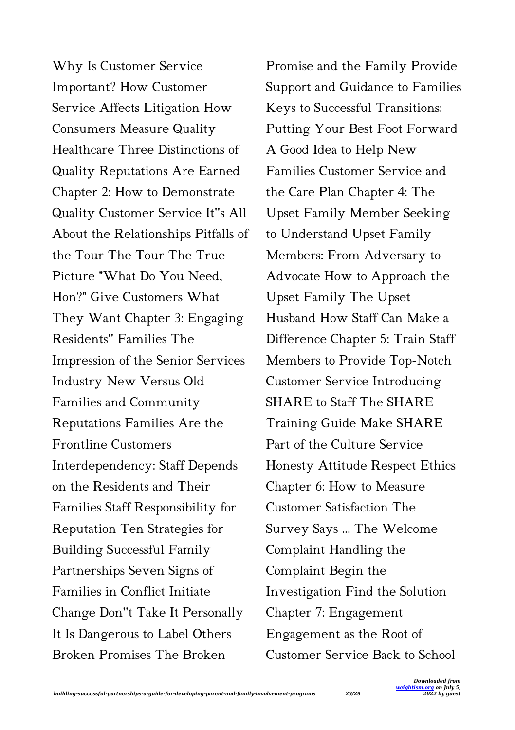Why Is Customer Service Important? How Customer Service Affects Litigation How Consumers Measure Quality Healthcare Three Distinctions of Quality Reputations Are Earned Chapter 2: How to Demonstrate Quality Customer Service It''s All About the Relationships Pitfalls of the Tour The Tour The True Picture "What Do You Need, Hon?" Give Customers What They Want Chapter 3: Engaging Residents'' Families The Impression of the Senior Services Industry New Versus Old Families and Community Reputations Families Are the Frontline Customers Interdependency: Staff Depends on the Residents and Their Families Staff Responsibility for Reputation Ten Strategies for Building Successful Family Partnerships Seven Signs of Families in Conflict Initiate Change Don''t Take It Personally It Is Dangerous to Label Others Broken Promises The Broken Promise and the Family Provide Support and Guidance to Families Keys to Successful Transitions: Putting Your Best Foot Forward A Good Idea to Help New Families Customer Service and the Care Plan Chapter 4: The Upset Family Member Seeking to Understand Upset Family Members: From Adversary to Advocate How to Approach the Upset Family The Upset Husband How Staff Can Make a Difference Chapter 5: Train Staff Members to Provide Top-Notch Customer Service Introducing SHARE to Staff The SHARE Training Guide Make SHARE Part of the Culture Service Honesty Attitude Respect Ethics Chapter 6: How to Measure Customer Satisfaction The Survey Says ... The Welcome Complaint Handling the Complaint Begin the Investigation Find the Solution Chapter 7: Engagement Engagement as the Root of Customer Service Back to School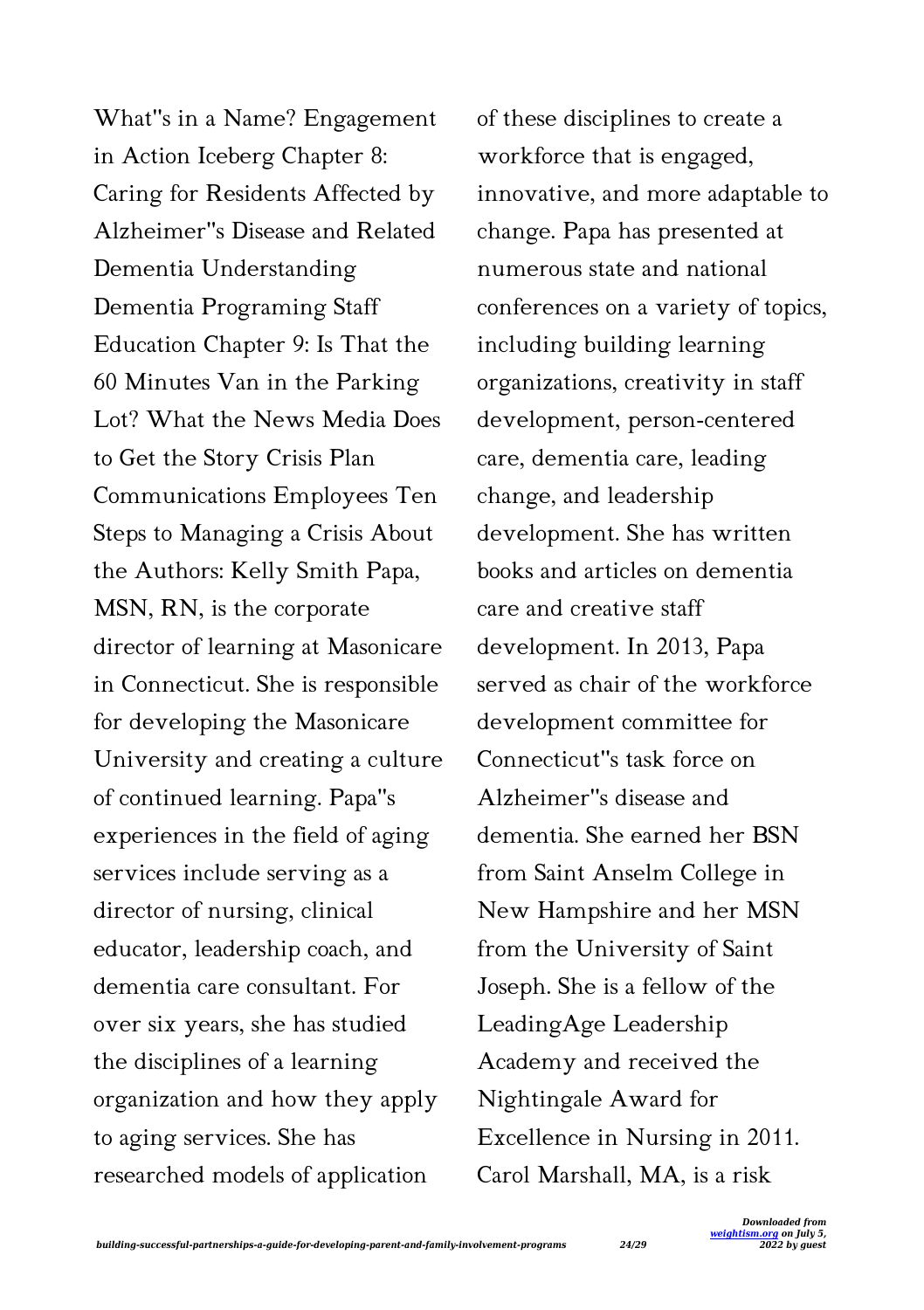What''s in a Name? Engagement in Action Iceberg Chapter 8: Caring for Residents Affected by Alzheimer''s Disease and Related Dementia Understanding Dementia Programing Staff Education Chapter 9: Is That the 60 Minutes Van in the Parking Lot? What the News Media Does to Get the Story Crisis Plan Communications Employees Ten Steps to Managing a Crisis About the Authors: Kelly Smith Papa, MSN, RN, is the corporate director of learning at Masonicare in Connecticut. She is responsible for developing the Masonicare University and creating a culture of continued learning. Papa''s experiences in the field of aging services include serving as a director of nursing, clinical educator, leadership coach, and dementia care consultant. For over six years, she has studied the disciplines of a learning organization and how they apply to aging services. She has researched models of application of these disciplines to create a workforce that is engaged, innovative, and more adaptable to change. Papa has presented at numerous state and national conferences on a variety of topics, including building learning organizations, creativity in staff development, person-centered care, dementia care, leading change, and leadership development. She has written books and articles on dementia care and creative staff development. In 2013, Papa served as chair of the workforce development committee for Connecticut''s task force on Alzheimer''s disease and dementia. She earned her BSN from Saint Anselm College in New Hampshire and her MSN from the University of Saint Joseph. She is a fellow of the LeadingAge Leadership Academy and received the Nightingale Award for Excellence in Nursing in 2011. Carol Marshall, MA, is a risk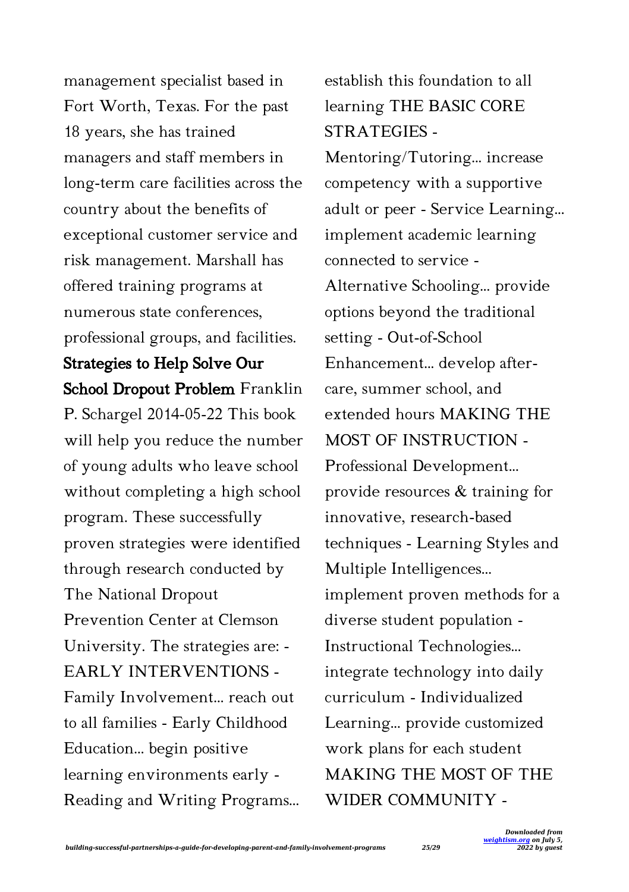management specialist based in Fort Worth, Texas. For the past 18 years, she has trained managers and staff members in long-term care facilities across the country about the benefits of exceptional customer service and risk management. Marshall has offered training programs at numerous state conferences, professional groups, and facilities.

**Strategies to Help Solve Our School Dropout Problem** Franklin P. Schargel 2014-05-22 This book will help you reduce the number of young adults who leave school without completing a high school program. These successfully proven strategies were identified through research conducted by The National Dropout Prevention Center at Clemson University. The strategies are: - EARLY INTERVENTIONS - Family Involvement... reach out to all families - Early Childhood Education... begin positive learning environments early - Reading and Writing Programs... establish this foundation to all learning THE BASIC CORE STRATEGIES - Mentoring/Tutoring... increase competency with a supportive adult or peer - Service Learning... implement academic learning connected to service - Alternative Schooling... provide options beyond the traditional setting - Out-of-School Enhancement... develop after-care, summer school, and extended hours MAKING THE MOST OF INSTRUCTION - Professional Development... provide resources & training for innovative, research-based techniques - Learning Styles and Multiple Intelligences... implement proven methods for a diverse student population - Instructional Technologies... integrate technology into daily curriculum - Individualized Learning... provide customized work plans for each student MAKING THE MOST OF THE WIDER COMMUNITY -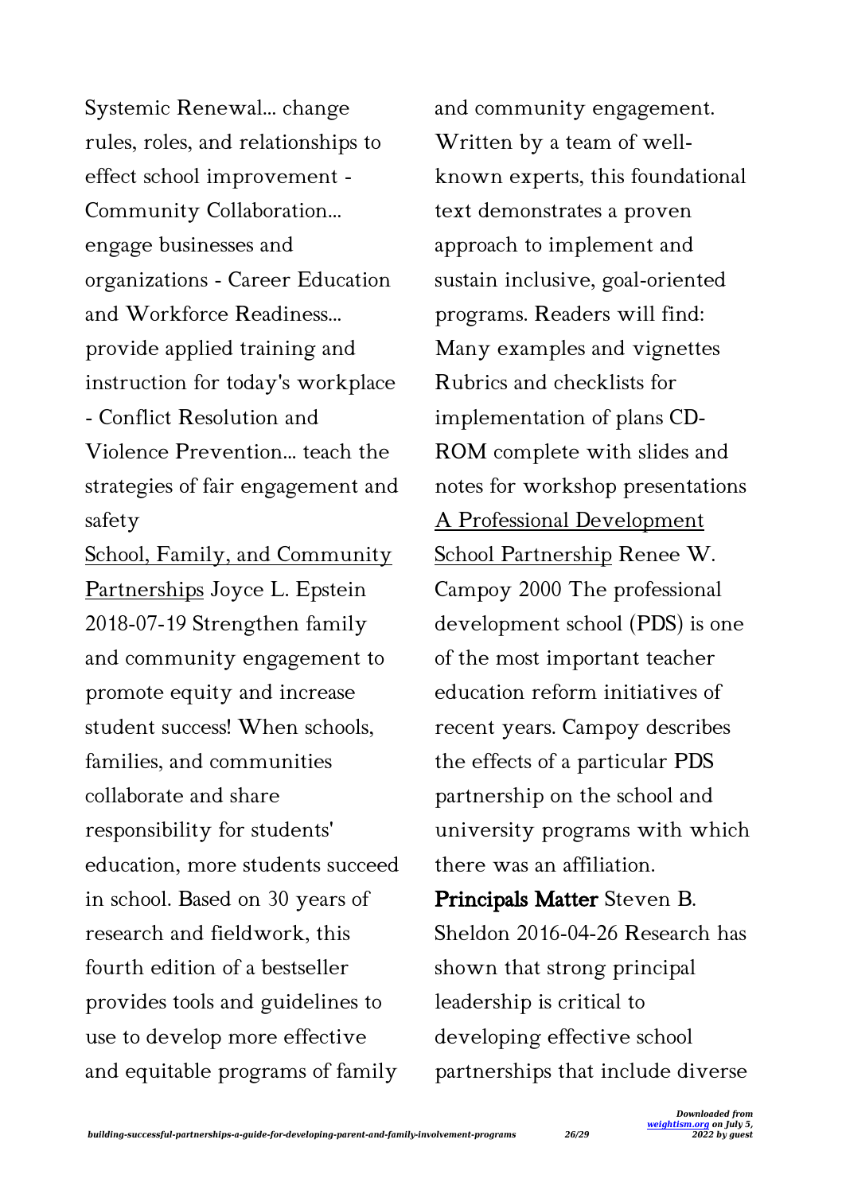Systemic Renewal... change rules, roles, and relationships to effect school improvement - Community Collaboration... engage businesses and organizations - Career Education and Workforce Readiness... provide applied training and instruction for today's workplace - Conflict Resolution and Violence Prevention... teach the strategies of fair engagement and safety

School, Family, and Community Partnerships Joyce L. Epstein 2018-07-19 Strengthen family and community engagement to promote equity and increase student success! When schools, families, and communities collaborate and share responsibility for students' education, more students succeed in school. Based on 30 years of research and fieldwork, this fourth edition of a bestseller provides tools and guidelines to use to develop more effective and equitable programs of family and community engagement. Written by a team of well-known experts, this foundational text demonstrates a proven approach to implement and sustain inclusive, goal-oriented programs. Readers will find: Many examples and vignettes Rubrics and checklists for implementation of plans CD-ROM complete with slides and notes for workshop presentations

A Professional Development School Partnership Renee W. Campoy 2000 The professional development school (PDS) is one of the most important teacher education reform initiatives of recent years. Campoy describes the effects of a particular PDS partnership on the school and university programs with which there was an affiliation.

**Principals Matter** Steven B. Sheldon 2016-04-26 Research has shown that strong principal leadership is critical to developing effective school partnerships that include diverse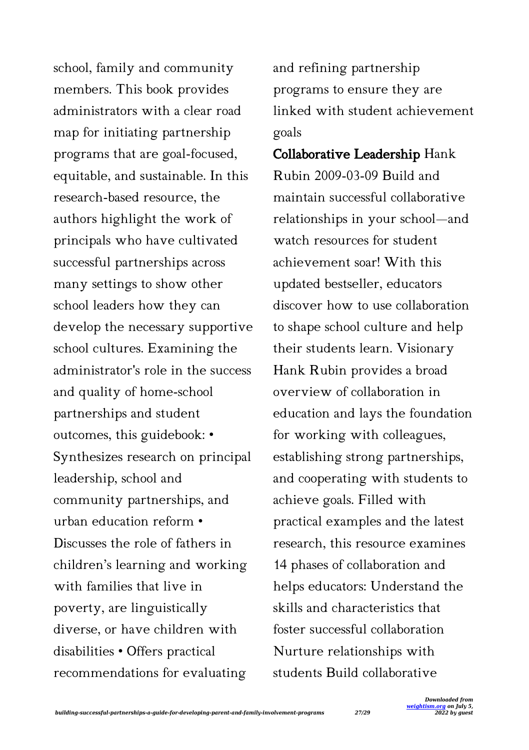school, family and community members. This book provides administrators with a clear road map for initiating partnership programs that are goal-focused, equitable, and sustainable. In this research-based resource, the authors highlight the work of principals who have cultivated successful partnerships across many settings to show other school leaders how they can develop the necessary supportive school cultures. Examining the administrator's role in the success and quality of home-school partnerships and student outcomes, this guidebook: • Synthesizes research on principal leadership, school and community partnerships, and urban education reform • Discusses the role of fathers in children's learning and working with families that live in poverty, are linguistically diverse, or have children with disabilities • Offers practical recommendations for evaluating and refining partnership programs to ensure they are linked with student achievement goals

**Collaborative Leadership** Hank Rubin 2009-03-09 Build and maintain successful collaborative relationships in your school—and watch resources for student achievement soar! With this updated bestseller, educators discover how to use collaboration to shape school culture and help their students learn. Visionary Hank Rubin provides a broad overview of collaboration in education and lays the foundation for working with colleagues, establishing strong partnerships, and cooperating with students to achieve goals. Filled with practical examples and the latest research, this resource examines 14 phases of collaboration and helps educators: Understand the skills and characteristics that foster successful collaboration Nurture relationships with students Build collaborative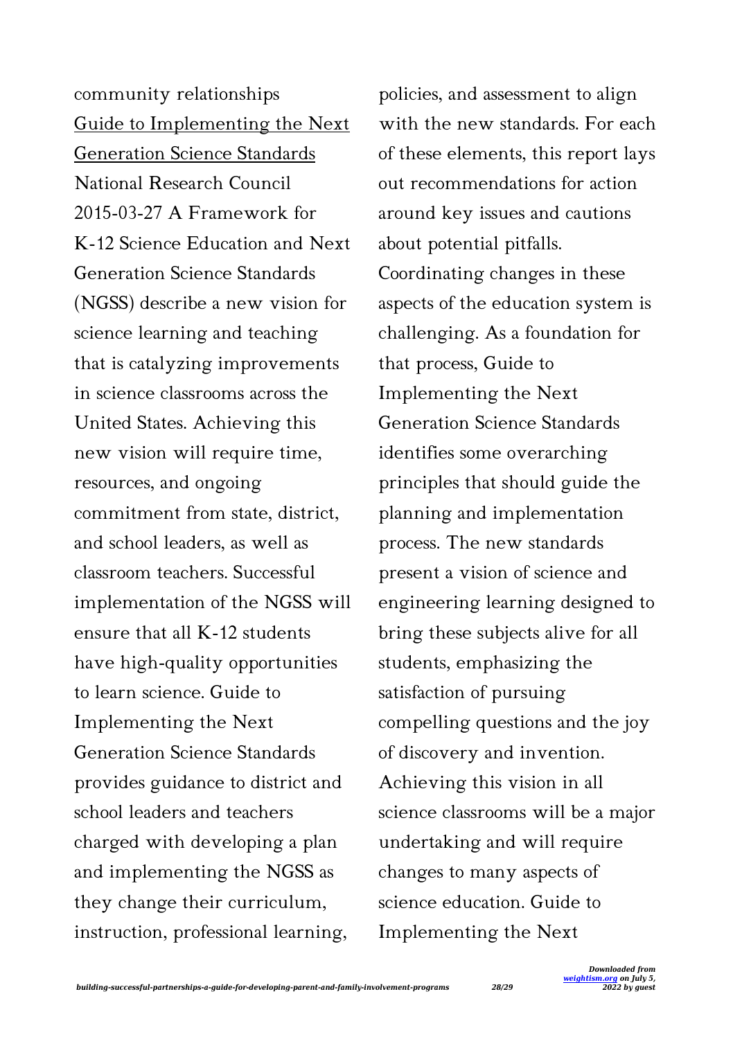community relationships

Guide to Implementing the Next Generation Science Standards National Research Council 2015-03-27 A Framework for K-12 Science Education and Next Generation Science Standards (NGSS) describe a new vision for science learning and teaching that is catalyzing improvements in science classrooms across the United States. Achieving this new vision will require time, resources, and ongoing commitment from state, district, and school leaders, as well as classroom teachers. Successful implementation of the NGSS will ensure that all K-12 students have high-quality opportunities to learn science. Guide to Implementing the Next Generation Science Standards provides guidance to district and school leaders and teachers charged with developing a plan and implementing the NGSS as they change their curriculum, instruction, professional learning, policies, and assessment to align with the new standards. For each of these elements, this report lays out recommendations for action around key issues and cautions about potential pitfalls. Coordinating changes in these aspects of the education system is challenging. As a foundation for that process, Guide to Implementing the Next Generation Science Standards identifies some overarching principles that should guide the planning and implementation process. The new standards present a vision of science and engineering learning designed to bring these subjects alive for all students, emphasizing the satisfaction of pursuing compelling questions and the joy of discovery and invention. Achieving this vision in all science classrooms will be a major undertaking and will require changes to many aspects of science education. Guide to Implementing the Next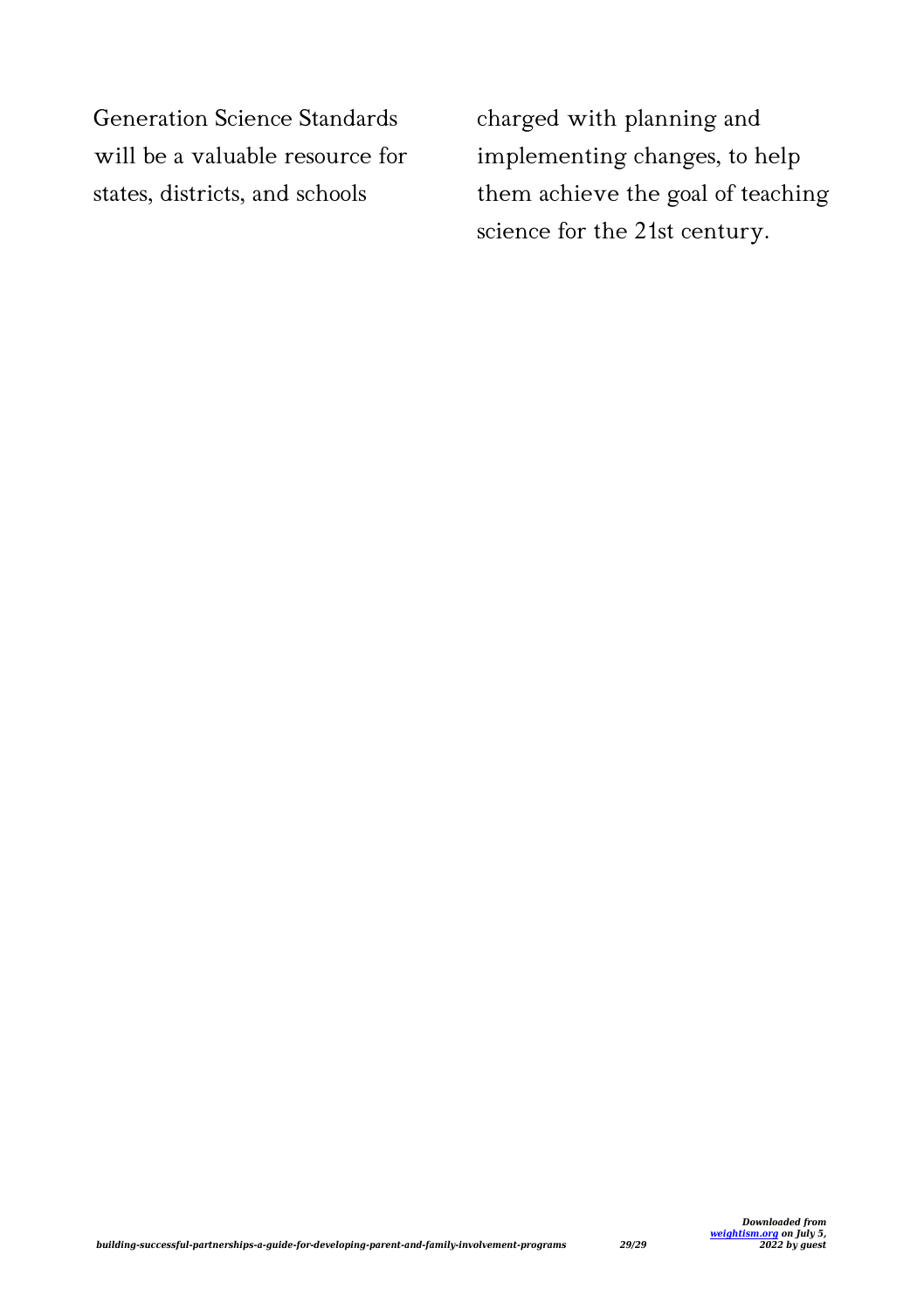Generation Science Standards will be a valuable resource for states, districts, and schools charged with planning and implementing changes, to help them achieve the goal of teaching science for the 21st century.